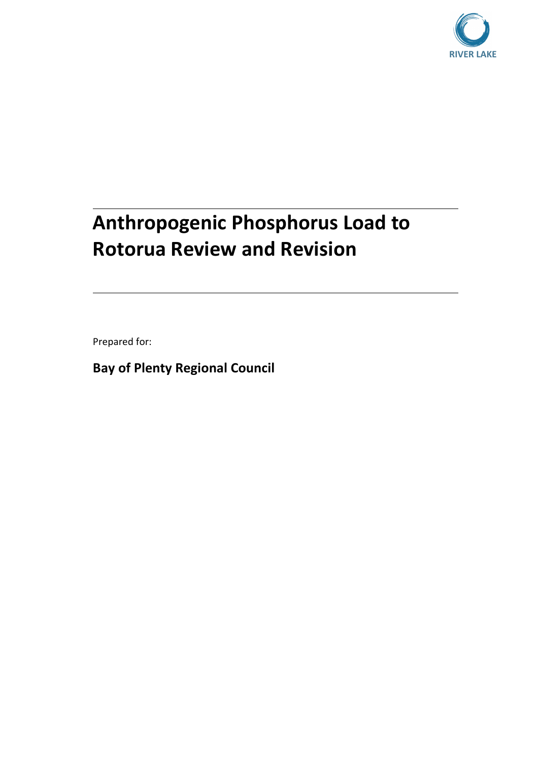RIVER LAKE

# Anthropogenic Phosphorus Load to Rotorua Review and Revision

Prepared for:

**Bay of Plenty Regional Council**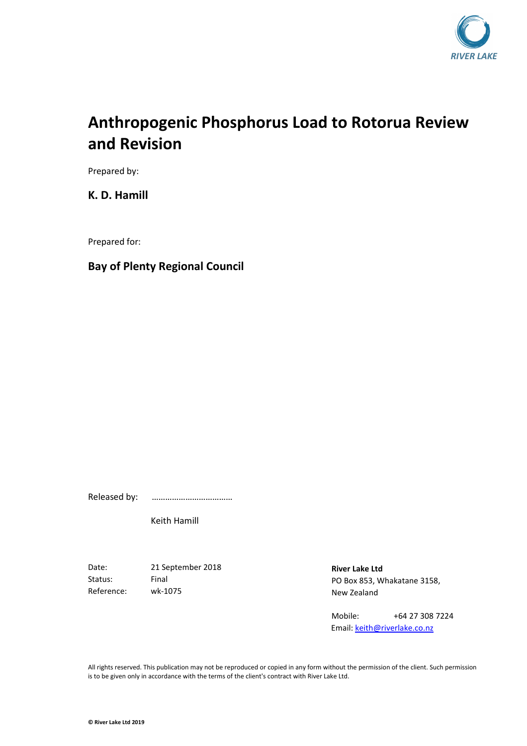RIVER LAKE

# Anthropogenic Phosphorus Load to Rotorua Review and Revision

Prepared by:

**K. D. Hamill**

Prepared for:

**Bay of Plenty Regional Council**

Released by: ………………………………

Keith Hamill

| | |
|---|---|
| Date: | 21 September 2018 |
| Status: | Final |
| Reference: | wk-1075 |

**River Lake Ltd**
PO Box 853, Whakatane 3158,
New Zealand

Mobile: +64 27 308 7224
Email: keith@riverlake.co.nz

All rights reserved. This publication may not be reproduced or copied in any form without the permission of the client. Such permission is to be given only in accordance with the terms of the client's contract with River Lake Ltd.

**© River Lake Ltd 2019**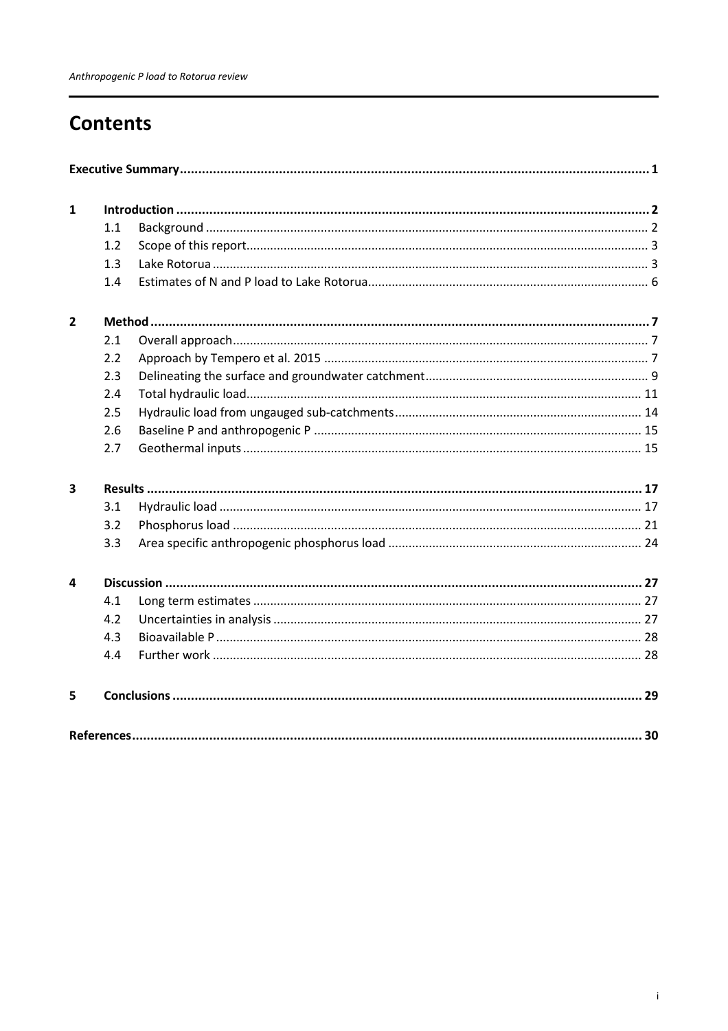# Contents

**Executive Summary** ........ **1**

**1 Introduction** ........ **2**

- 1.1 Background ........ 2
- 1.2 Scope of this report ........ 3
- 1.3 Lake Rotorua ........ 3
- 1.4 Estimates of N and P load to Lake Rotorua ........ 6

**2 Method** ........ **7**

- 2.1 Overall approach ........ 7
- 2.2 Approach by Tempero et al. 2015 ........ 7
- 2.3 Delineating the surface and groundwater catchment ........ 9
- 2.4 Total hydraulic load ........ 11
- 2.5 Hydraulic load from ungauged sub-catchments ........ 14
- 2.6 Baseline P and anthropogenic P ........ 15
- 2.7 Geothermal inputs ........ 15

**3 Results** ........ **17**

- 3.1 Hydraulic load ........ 17
- 3.2 Phosphorus load ........ 21
- 3.3 Area specific anthropogenic phosphorus load ........ 24

**4 Discussion** ........ **27**

- 4.1 Long term estimates ........ 27
- 4.2 Uncertainties in analysis ........ 27
- 4.3 Bioavailable P ........ 28
- 4.4 Further work ........ 28

**5 Conclusions** ........ **29**

**References** ........ **30**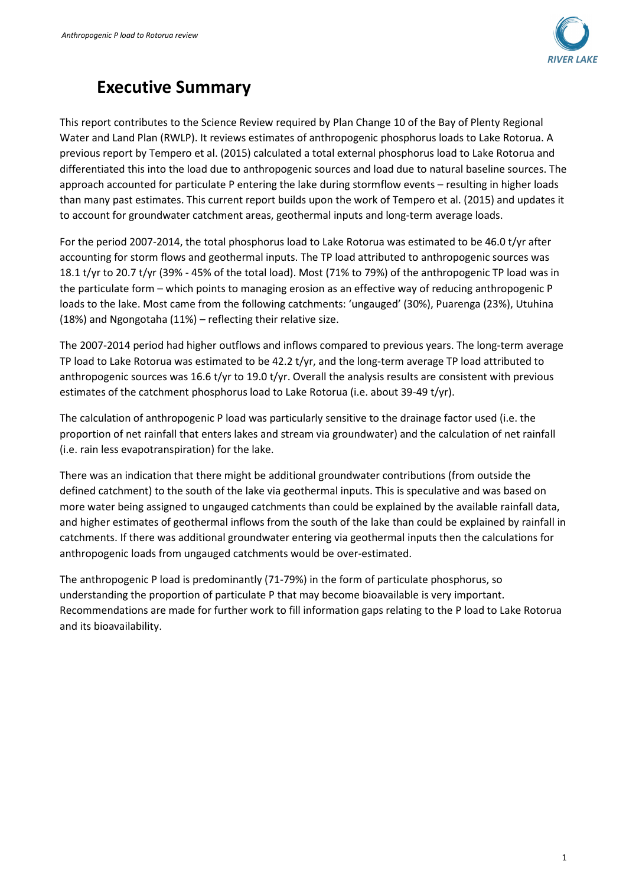# Executive Summary

This report contributes to the Science Review required by Plan Change 10 of the Bay of Plenty Regional Water and Land Plan (RWLP). It reviews estimates of anthropogenic phosphorus loads to Lake Rotorua. A previous report by Tempero et al. (2015) calculated a total external phosphorus load to Lake Rotorua and differentiated this into the load due to anthropogenic sources and load due to natural baseline sources. The approach accounted for particulate P entering the lake during stormflow events – resulting in higher loads than many past estimates. This current report builds upon the work of Tempero et al. (2015) and updates it to account for groundwater catchment areas, geothermal inputs and long-term average loads.

For the period 2007-2014, the total phosphorus load to Lake Rotorua was estimated to be 46.0 t/yr after accounting for storm flows and geothermal inputs. The TP load attributed to anthropogenic sources was 18.1 t/yr to 20.7 t/yr (39% - 45% of the total load). Most (71% to 79%) of the anthropogenic TP load was in the particulate form – which points to managing erosion as an effective way of reducing anthropogenic P loads to the lake. Most came from the following catchments: 'ungauged' (30%), Puarenga (23%), Utuhina (18%) and Ngongotaha (11%) – reflecting their relative size.

The 2007-2014 period had higher outflows and inflows compared to previous years. The long-term average TP load to Lake Rotorua was estimated to be 42.2 t/yr, and the long-term average TP load attributed to anthropogenic sources was 16.6 t/yr to 19.0 t/yr. Overall the analysis results are consistent with previous estimates of the catchment phosphorus load to Lake Rotorua (i.e. about 39-49 t/yr).

The calculation of anthropogenic P load was particularly sensitive to the drainage factor used (i.e. the proportion of net rainfall that enters lakes and stream via groundwater) and the calculation of net rainfall (i.e. rain less evapotranspiration) for the lake.

There was an indication that there might be additional groundwater contributions (from outside the defined catchment) to the south of the lake via geothermal inputs. This is speculative and was based on more water being assigned to ungauged catchments than could be explained by the available rainfall data, and higher estimates of geothermal inflows from the south of the lake than could be explained by rainfall in catchments. If there was additional groundwater entering via geothermal inputs then the calculations for anthropogenic loads from ungauged catchments would be over-estimated.

The anthropogenic P load is predominantly (71-79%) in the form of particulate phosphorus, so understanding the proportion of particulate P that may become bioavailable is very important. Recommendations are made for further work to fill information gaps relating to the P load to Lake Rotorua and its bioavailability.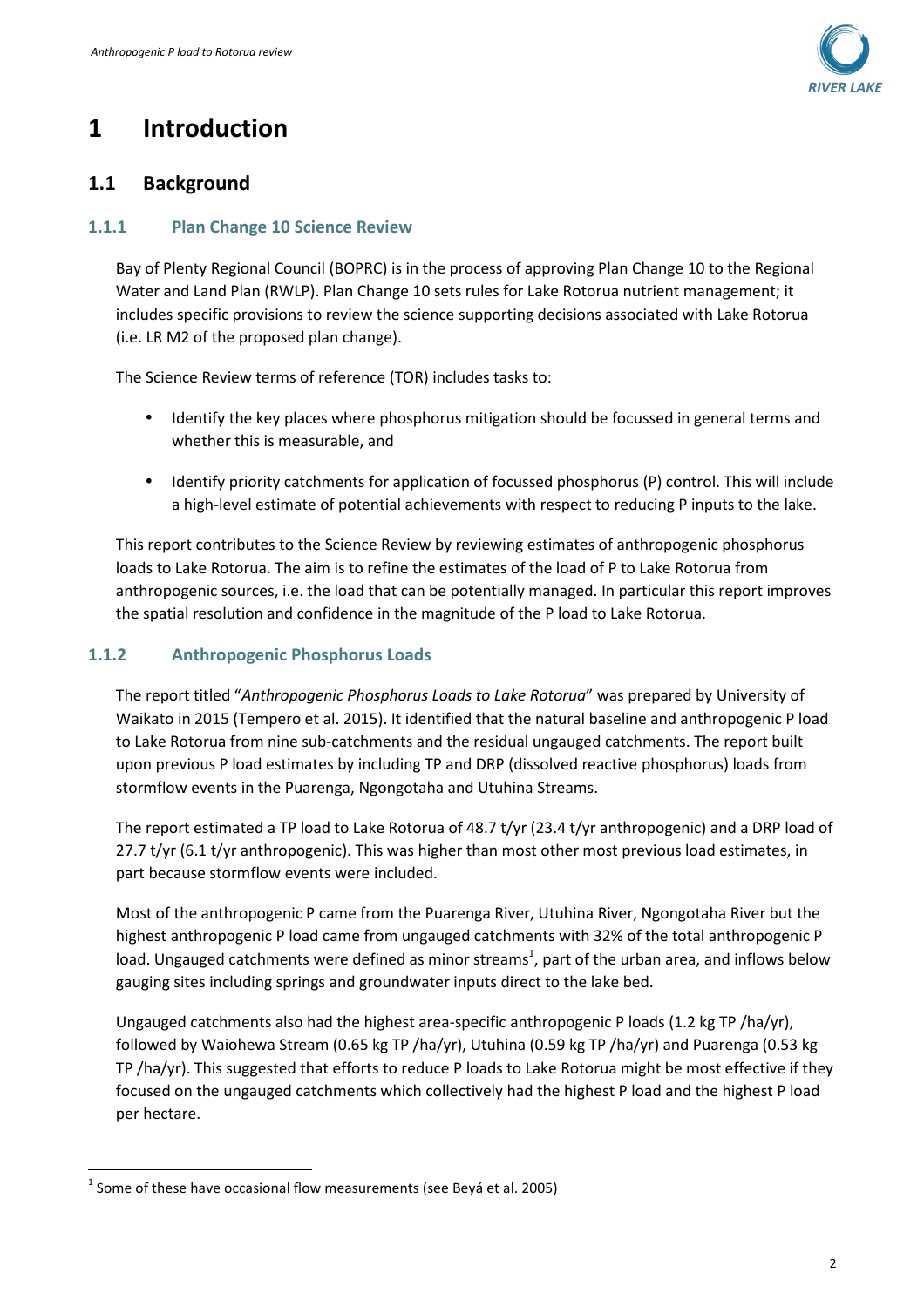# 1 Introduction

## 1.1 Background

### 1.1.1 Plan Change 10 Science Review

Bay of Plenty Regional Council (BOPRC) is in the process of approving Plan Change 10 to the Regional Water and Land Plan (RWLP). Plan Change 10 sets rules for Lake Rotorua nutrient management; it includes specific provisions to review the science supporting decisions associated with Lake Rotorua (i.e. LR M2 of the proposed plan change).

The Science Review terms of reference (TOR) includes tasks to:

- Identify the key places where phosphorus mitigation should be focussed in general terms and whether this is measurable, and
- Identify priority catchments for application of focussed phosphorus (P) control. This will include a high-level estimate of potential achievements with respect to reducing P inputs to the lake.

This report contributes to the Science Review by reviewing estimates of anthropogenic phosphorus loads to Lake Rotorua. The aim is to refine the estimates of the load of P to Lake Rotorua from anthropogenic sources, i.e. the load that can be potentially managed. In particular this report improves the spatial resolution and confidence in the magnitude of the P load to Lake Rotorua.

### 1.1.2 Anthropogenic Phosphorus Loads

The report titled "*Anthropogenic Phosphorus Loads to Lake Rotorua*" was prepared by University of Waikato in 2015 (Tempero et al. 2015). It identified that the natural baseline and anthropogenic P load to Lake Rotorua from nine sub-catchments and the residual ungauged catchments. The report built upon previous P load estimates by including TP and DRP (dissolved reactive phosphorus) loads from stormflow events in the Puarenga, Ngongotaha and Utuhina Streams.

The report estimated a TP load to Lake Rotorua of 48.7 t/yr (23.4 t/yr anthropogenic) and a DRP load of 27.7 t/yr (6.1 t/yr anthropogenic). This was higher than most other most previous load estimates, in part because stormflow events were included.

Most of the anthropogenic P came from the Puarenga River, Utuhina River, Ngongotaha River but the highest anthropogenic P load came from ungauged catchments with 32% of the total anthropogenic P load. Ungauged catchments were defined as minor streams[1], part of the urban area, and inflows below gauging sites including springs and groundwater inputs direct to the lake bed.

Ungauged catchments also had the highest area-specific anthropogenic P loads (1.2 kg TP /ha/yr), followed by Waiohewa Stream (0.65 kg TP /ha/yr), Utuhina (0.59 kg TP /ha/yr) and Puarenga (0.53 kg TP /ha/yr). This suggested that efforts to reduce P loads to Lake Rotorua might be most effective if they focused on the ungauged catchments which collectively had the highest P load and the highest P load per hectare.

[1] Some of these have occasional flow measurements (see Beyá et al. 2005)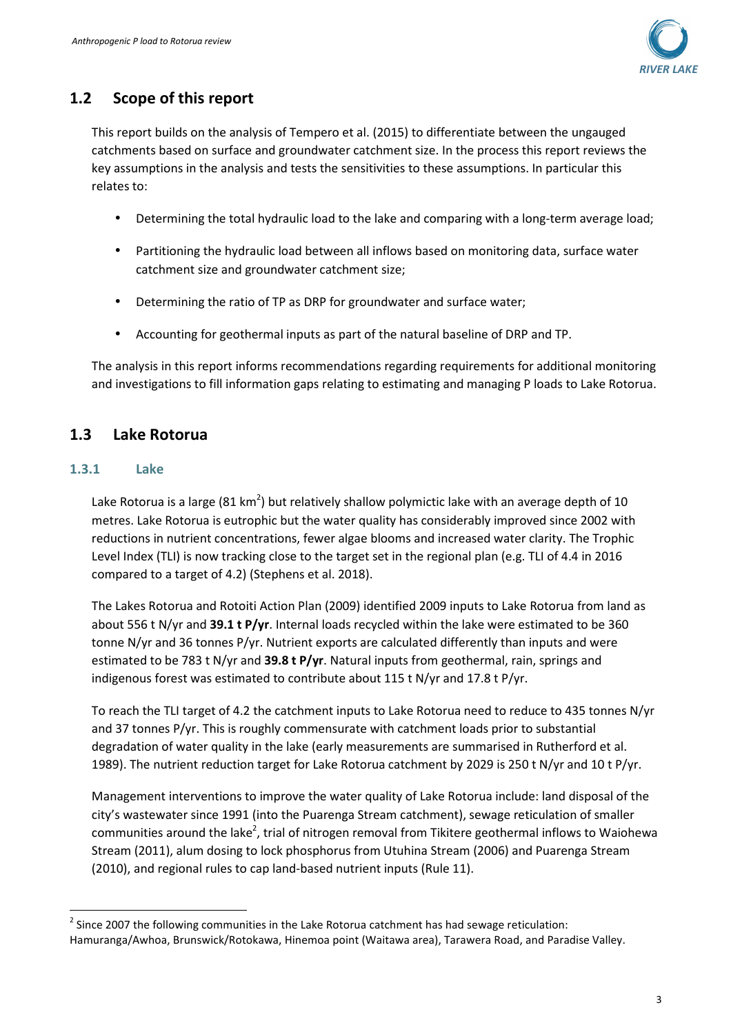## 1.2 Scope of this report

This report builds on the analysis of Tempero et al. (2015) to differentiate between the ungauged catchments based on surface and groundwater catchment size. In the process this report reviews the key assumptions in the analysis and tests the sensitivities to these assumptions. In particular this relates to:

- Determining the total hydraulic load to the lake and comparing with a long-term average load;
- Partitioning the hydraulic load between all inflows based on monitoring data, surface water catchment size and groundwater catchment size;
- Determining the ratio of TP as DRP for groundwater and surface water;
- Accounting for geothermal inputs as part of the natural baseline of DRP and TP.

The analysis in this report informs recommendations regarding requirements for additional monitoring and investigations to fill information gaps relating to estimating and managing P loads to Lake Rotorua.

## 1.3 Lake Rotorua

### 1.3.1 Lake

Lake Rotorua is a large (81 km$^2$) but relatively shallow polymictic lake with an average depth of 10 metres. Lake Rotorua is eutrophic but the water quality has considerably improved since 2002 with reductions in nutrient concentrations, fewer algae blooms and increased water clarity. The Trophic Level Index (TLI) is now tracking close to the target set in the regional plan (e.g. TLI of 4.4 in 2016 compared to a target of 4.2) (Stephens et al. 2018).

The Lakes Rotorua and Rotoiti Action Plan (2009) identified 2009 inputs to Lake Rotorua from land as about 556 t N/yr and **39.1 t P/yr**. Internal loads recycled within the lake were estimated to be 360 tonne N/yr and 36 tonnes P/yr. Nutrient exports are calculated differently than inputs and were estimated to be 783 t N/yr and **39.8 t P/yr**. Natural inputs from geothermal, rain, springs and indigenous forest was estimated to contribute about 115 t N/yr and 17.8 t P/yr.

To reach the TLI target of 4.2 the catchment inputs to Lake Rotorua need to reduce to 435 tonnes N/yr and 37 tonnes P/yr. This is roughly commensurate with catchment loads prior to substantial degradation of water quality in the lake (early measurements are summarised in Rutherford et al. 1989). The nutrient reduction target for Lake Rotorua catchment by 2029 is 250 t N/yr and 10 t P/yr.

Management interventions to improve the water quality of Lake Rotorua include: land disposal of the city's wastewater since 1991 (into the Puarenga Stream catchment), sewage reticulation of smaller communities around the lake[2], trial of nitrogen removal from Tikitere geothermal inflows to Waiohewa Stream (2011), alum dosing to lock phosphorus from Utuhina Stream (2006) and Puarenga Stream (2010), and regional rules to cap land-based nutrient inputs (Rule 11).

[2] Since 2007 the following communities in the Lake Rotorua catchment has had sewage reticulation: Hamuranga/Awhoa, Brunswick/Rotokawa, Hinemoa point (Waitawa area), Tarawera Road, and Paradise Valley.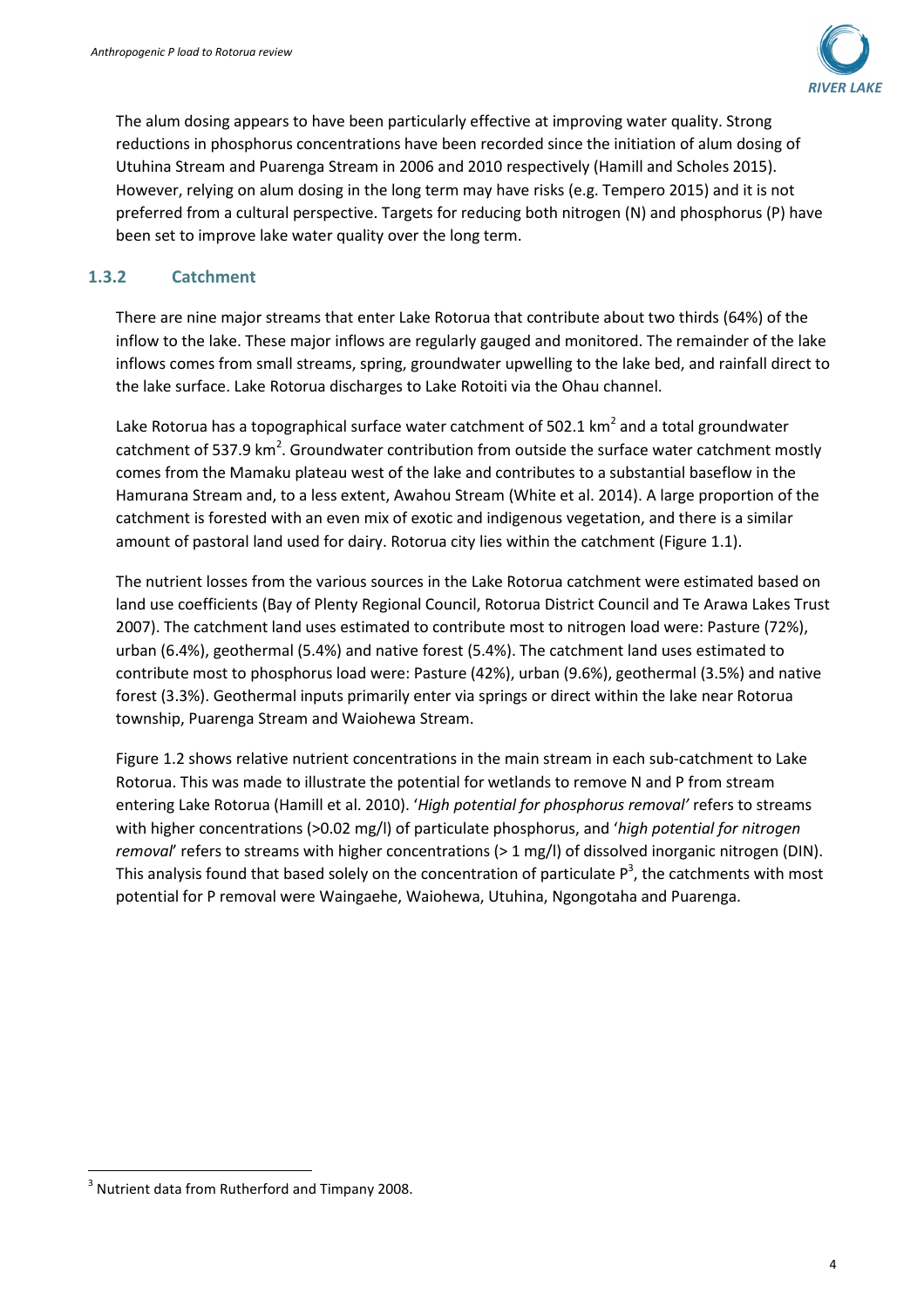The alum dosing appears to have been particularly effective at improving water quality. Strong reductions in phosphorus concentrations have been recorded since the initiation of alum dosing of Utuhina Stream and Puarenga Stream in 2006 and 2010 respectively (Hamill and Scholes 2015). However, relying on alum dosing in the long term may have risks (e.g. Tempero 2015) and it is not preferred from a cultural perspective. Targets for reducing both nitrogen (N) and phosphorus (P) have been set to improve lake water quality over the long term.

### 1.3.2 Catchment

There are nine major streams that enter Lake Rotorua that contribute about two thirds (64%) of the inflow to the lake. These major inflows are regularly gauged and monitored. The remainder of the lake inflows comes from small streams, spring, groundwater upwelling to the lake bed, and rainfall direct to the lake surface. Lake Rotorua discharges to Lake Rotoiti via the Ohau channel.

Lake Rotorua has a topographical surface water catchment of 502.1 $km^2$ and a total groundwater catchment of 537.9 $km^2$. Groundwater contribution from outside the surface water catchment mostly comes from the Mamaku plateau west of the lake and contributes to a substantial baseflow in the Hamurana Stream and, to a less extent, Awahou Stream (White et al. 2014). A large proportion of the catchment is forested with an even mix of exotic and indigenous vegetation, and there is a similar amount of pastoral land used for dairy. Rotorua city lies within the catchment (Figure 1.1).

The nutrient losses from the various sources in the Lake Rotorua catchment were estimated based on land use coefficients (Bay of Plenty Regional Council, Rotorua District Council and Te Arawa Lakes Trust 2007). The catchment land uses estimated to contribute most to nitrogen load were: Pasture (72%), urban (6.4%), geothermal (5.4%) and native forest (5.4%). The catchment land uses estimated to contribute most to phosphorus load were: Pasture (42%), urban (9.6%), geothermal (3.5%) and native forest (3.3%). Geothermal inputs primarily enter via springs or direct within the lake near Rotorua township, Puarenga Stream and Waiohewa Stream.

Figure 1.2 shows relative nutrient concentrations in the main stream in each sub-catchment to Lake Rotorua. This was made to illustrate the potential for wetlands to remove N and P from stream entering Lake Rotorua (Hamill et al. 2010). '*High potential for phosphorus removal'* refers to streams with higher concentrations (>0.02 mg/l) of particulate phosphorus, and '*high potential for nitrogen removal*' refers to streams with higher concentrations (> 1 mg/l) of dissolved inorganic nitrogen (DIN). This analysis found that based solely on the concentration of particulate P[3], the catchments with most potential for P removal were Waingaehe, Waiohewa, Utuhina, Ngongotaha and Puarenga.

[3] Nutrient data from Rutherford and Timpany 2008.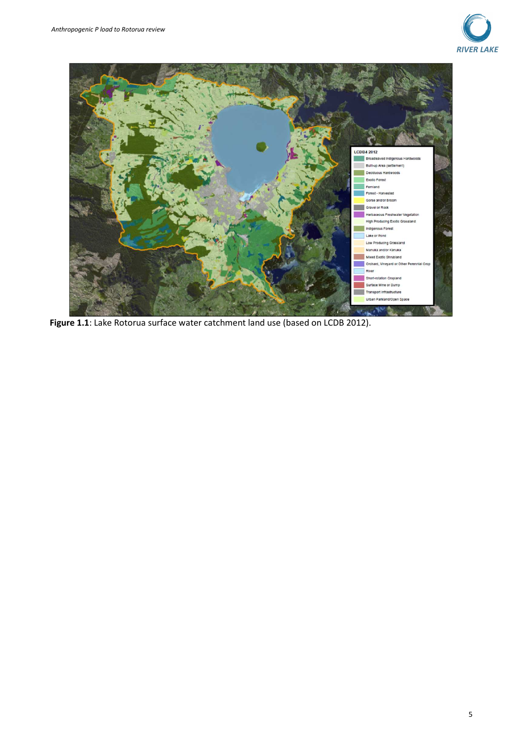**Figure 1.1**: Lake Rotorua surface water catchment land use (based on LCDB 2012).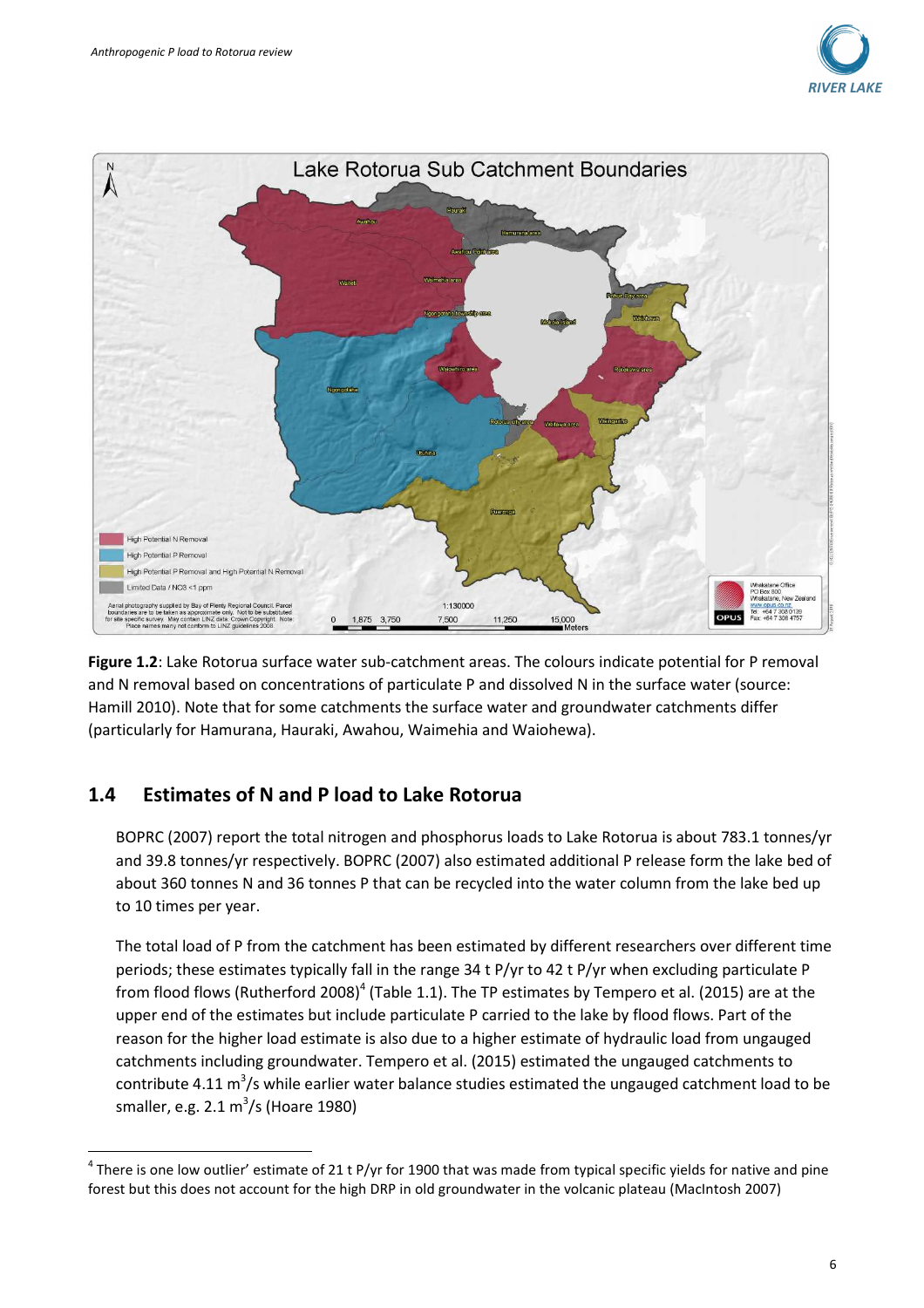**Figure 1.2**: Lake Rotorua surface water sub-catchment areas. The colours indicate potential for P removal and N removal based on concentrations of particulate P and dissolved N in the surface water (source: Hamill 2010). Note that for some catchments the surface water and groundwater catchments differ (particularly for Hamurana, Hauraki, Awahou, Waimehia and Waiohewa).

## 1.4 Estimates of N and P load to Lake Rotorua

BOPRC (2007) report the total nitrogen and phosphorus loads to Lake Rotorua is about 783.1 tonnes/yr and 39.8 tonnes/yr respectively. BOPRC (2007) also estimated additional P release form the lake bed of about 360 tonnes N and 36 tonnes P that can be recycled into the water column from the lake bed up to 10 times per year.

The total load of P from the catchment has been estimated by different researchers over different time periods; these estimates typically fall in the range 34 t P/yr to 42 t P/yr when excluding particulate P from flood flows (Rutherford 2008)[4] (Table 1.1). The TP estimates by Tempero et al. (2015) are at the upper end of the estimates but include particulate P carried to the lake by flood flows. Part of the reason for the higher load estimate is also due to a higher estimate of hydraulic load from ungauged catchments including groundwater. Tempero et al. (2015) estimated the ungauged catchments to contribute 4.11 $m^3$/s while earlier water balance studies estimated the ungauged catchment load to be smaller, e.g. 2.1 $m^3$/s (Hoare 1980)

[4] There is one low outlier' estimate of 21 t P/yr for 1900 that was made from typical specific yields for native and pine forest but this does not account for the high DRP in old groundwater in the volcanic plateau (MacIntosh 2007)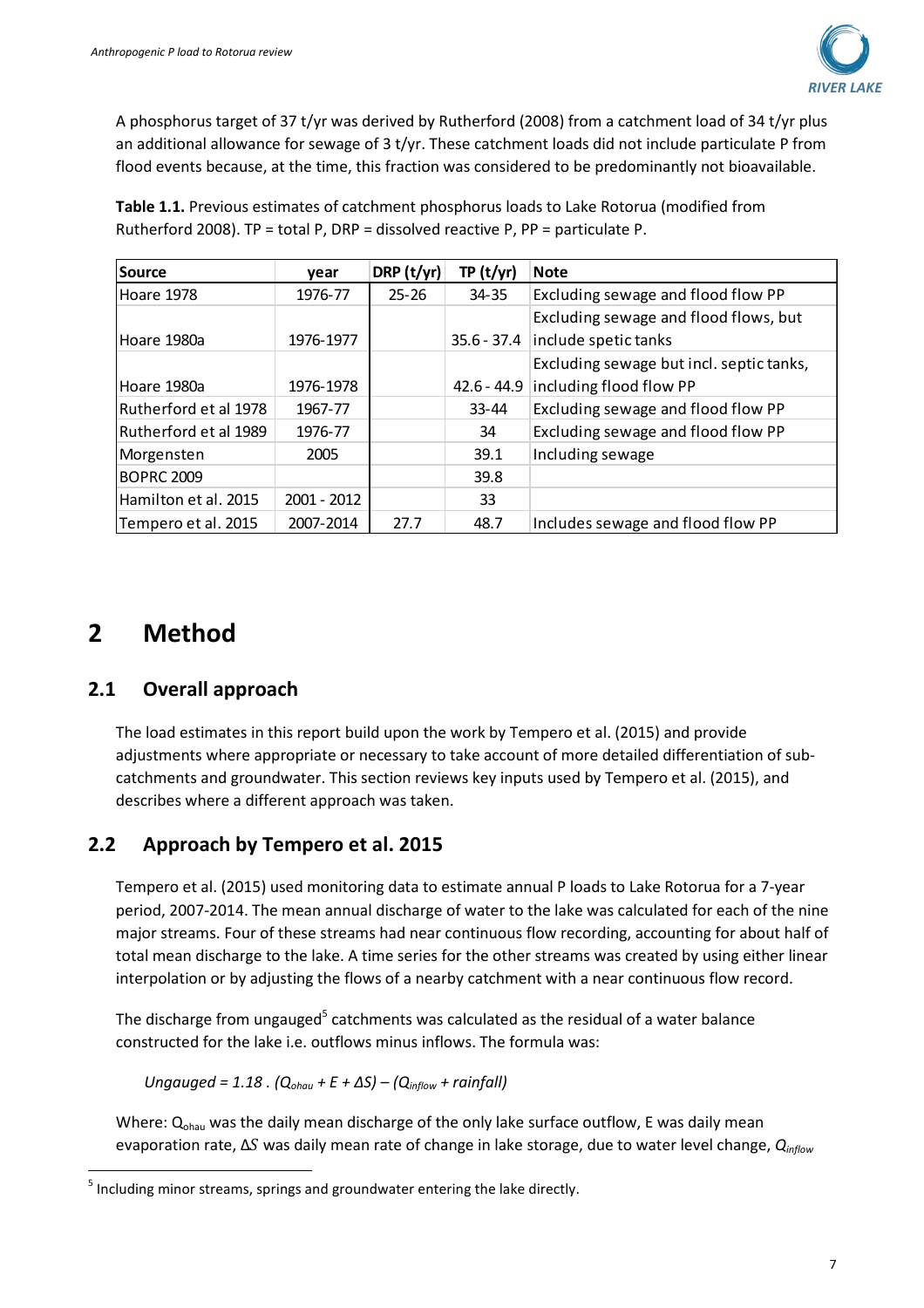A phosphorus target of 37 t/yr was derived by Rutherford (2008) from a catchment load of 34 t/yr plus an additional allowance for sewage of 3 t/yr. These catchment loads did not include particulate P from flood events because, at the time, this fraction was considered to be predominantly not bioavailable.

**Table 1.1.** Previous estimates of catchment phosphorus loads to Lake Rotorua (modified from Rutherford 2008). TP = total P, DRP = dissolved reactive P, PP = particulate P.

| Source | year | DRP (t/yr) | TP (t/yr) | Note |
|---|---|---|---|---|
| Hoare 1978 | 1976-77 | 25-26 | 34-35 | Excluding sewage and flood flow PP |
| Hoare 1980a | 1976-1977 | | 35.6 - 37.4 | Excluding sewage and flood flows, but include spetic tanks |
| Hoare 1980a | 1976-1978 | | 42.6 - 44.9 | Excluding sewage but incl. septic tanks, including flood flow PP |
| Rutherford et al 1978 | 1967-77 | | 33-44 | Excluding sewage and flood flow PP |
| Rutherford et al 1989 | 1976-77 | | 34 | Excluding sewage and flood flow PP |
| Morgensten | 2005 | | 39.1 | Including sewage |
| BOPRC 2009 | | | 39.8 | |
| Hamilton et al. 2015 | 2001 - 2012 | | 33 | |
| Tempero et al. 2015 | 2007-2014 | 27.7 | 48.7 | Includes sewage and flood flow PP |

# 2 Method

## 2.1 Overall approach

The load estimates in this report build upon the work by Tempero et al. (2015) and provide adjustments where appropriate or necessary to take account of more detailed differentiation of sub-catchments and groundwater. This section reviews key inputs used by Tempero et al. (2015), and describes where a different approach was taken.

## 2.2 Approach by Tempero et al. 2015

Tempero et al. (2015) used monitoring data to estimate annual P loads to Lake Rotorua for a 7-year period, 2007-2014. The mean annual discharge of water to the lake was calculated for each of the nine major streams. Four of these streams had near continuous flow recording, accounting for about half of total mean discharge to the lake. A time series for the other streams was created by using either linear interpolation or by adjusting the flows of a nearby catchment with a near continuous flow record.

The discharge from ungauged[5] catchments was calculated as the residual of a water balance constructed for the lake i.e. outflows minus inflows. The formula was:

$$Ungauged = 1.18 \cdot (Q_{ohau} + E + \Delta S) - (Q_{inflow} + rainfall)$$

Where: $Q_{ohau}$ was the daily mean discharge of the only lake surface outflow, E was daily mean evaporation rate, $\Delta S$ was daily mean rate of change in lake storage, due to water level change, $Q_{inflow}$

[5] Including minor streams, springs and groundwater entering the lake directly.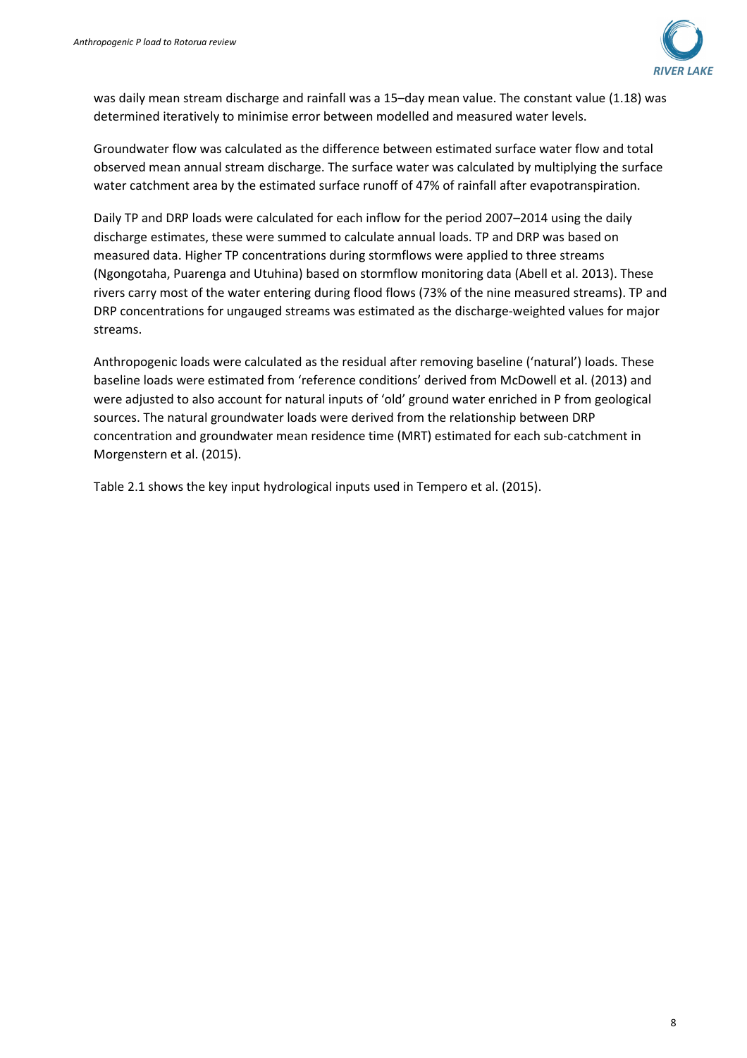was daily mean stream discharge and rainfall was a 15–day mean value. The constant value (1.18) was determined iteratively to minimise error between modelled and measured water levels.

Groundwater flow was calculated as the difference between estimated surface water flow and total observed mean annual stream discharge. The surface water was calculated by multiplying the surface water catchment area by the estimated surface runoff of 47% of rainfall after evapotranspiration.

Daily TP and DRP loads were calculated for each inflow for the period 2007–2014 using the daily discharge estimates, these were summed to calculate annual loads. TP and DRP was based on measured data. Higher TP concentrations during stormflows were applied to three streams (Ngongotaha, Puarenga and Utuhina) based on stormflow monitoring data (Abell et al. 2013). These rivers carry most of the water entering during flood flows (73% of the nine measured streams). TP and DRP concentrations for ungauged streams was estimated as the discharge-weighted values for major streams.

Anthropogenic loads were calculated as the residual after removing baseline ('natural') loads. These baseline loads were estimated from 'reference conditions' derived from McDowell et al. (2013) and were adjusted to also account for natural inputs of 'old' ground water enriched in P from geological sources. The natural groundwater loads were derived from the relationship between DRP concentration and groundwater mean residence time (MRT) estimated for each sub-catchment in Morgenstern et al. (2015).

Table 2.1 shows the key input hydrological inputs used in Tempero et al. (2015).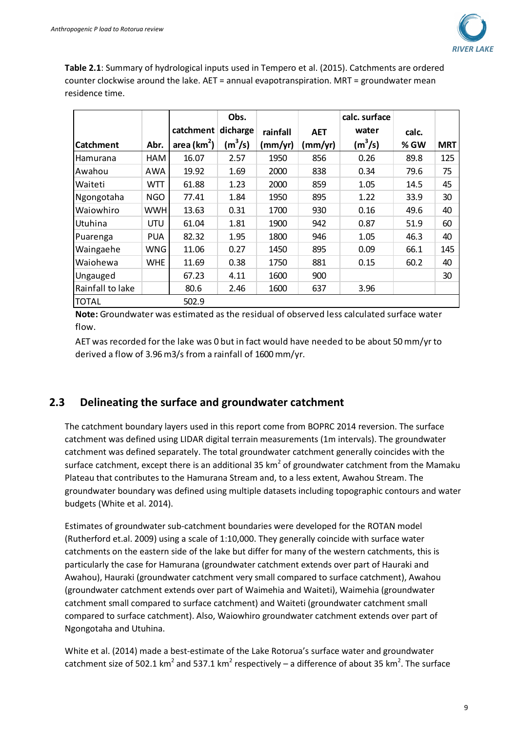**Table 2.1**: Summary of hydrological inputs used in Tempero et al. (2015). Catchments are ordered counter clockwise around the lake. AET = annual evapotranspiration. MRT = groundwater mean residence time.

| Catchment | Abr. | catchment area ($km^2$) | Obs. dicharge ($m^3/s$) | rainfall (mm/yr) | AET (mm/yr) | calc. surface water ($m^3/s$) | calc. % GW | MRT |
|---|---|---|---|---|---|---|---|---|
| Hamurana | HAM | 16.07 | 2.57 | 1950 | 856 | 0.26 | 89.8 | 125 |
| Awahou | AWA | 19.92 | 1.69 | 2000 | 838 | 0.34 | 79.6 | 75 |
| Waiteti | WTT | 61.88 | 1.23 | 2000 | 859 | 1.05 | 14.5 | 45 |
| Ngongotaha | NGO | 77.41 | 1.84 | 1950 | 895 | 1.22 | 33.9 | 30 |
| Waiowhiro | WWH | 13.63 | 0.31 | 1700 | 930 | 0.16 | 49.6 | 40 |
| Utuhina | UTU | 61.04 | 1.81 | 1900 | 942 | 0.87 | 51.9 | 60 |
| Puarenga | PUA | 82.32 | 1.95 | 1800 | 946 | 1.05 | 46.3 | 40 |
| Waingaehe | WNG | 11.06 | 0.27 | 1450 | 895 | 0.09 | 66.1 | 145 |
| Waiohewa | WHE | 11.69 | 0.38 | 1750 | 881 | 0.15 | 60.2 | 40 |
| Ungauged | | 67.23 | 4.11 | 1600 | 900 | | | 30 |
| Rainfall to lake | | 80.6 | 2.46 | 1600 | 637 | 3.96 | | |
| TOTAL | | 502.9 | | | | | | |

**Note:** Groundwater was estimated as the residual of observed less calculated surface water flow.

AET was recorded for the lake was 0 but in fact would have needed to be about 50 mm/yr to derived a flow of 3.96 m3/s from a rainfall of 1600 mm/yr.

## 2.3 Delineating the surface and groundwater catchment

The catchment boundary layers used in this report come from BOPRC 2014 reversion. The surface catchment was defined using LIDAR digital terrain measurements (1m intervals). The groundwater catchment was defined separately. The total groundwater catchment generally coincides with the surface catchment, except there is an additional 35 $km^2$ of groundwater catchment from the Mamaku Plateau that contributes to the Hamurana Stream and, to a less extent, Awahou Stream. The groundwater boundary was defined using multiple datasets including topographic contours and water budgets (White et al. 2014).

Estimates of groundwater sub-catchment boundaries were developed for the ROTAN model (Rutherford et.al. 2009) using a scale of 1:10,000. They generally coincide with surface water catchments on the eastern side of the lake but differ for many of the western catchments, this is particularly the case for Hamurana (groundwater catchment extends over part of Hauraki and Awahou), Hauraki (groundwater catchment very small compared to surface catchment), Awahou (groundwater catchment extends over part of Waimehia and Waiteti), Waimehia (groundwater catchment small compared to surface catchment) and Waiteti (groundwater catchment small compared to surface catchment). Also, Waiowhiro groundwater catchment extends over part of Ngongotaha and Utuhina.

White et al. (2014) made a best-estimate of the Lake Rotorua's surface water and groundwater catchment size of 502.1 $km^2$ and 537.1 $km^2$ respectively – a difference of about 35 $km^2$. The surface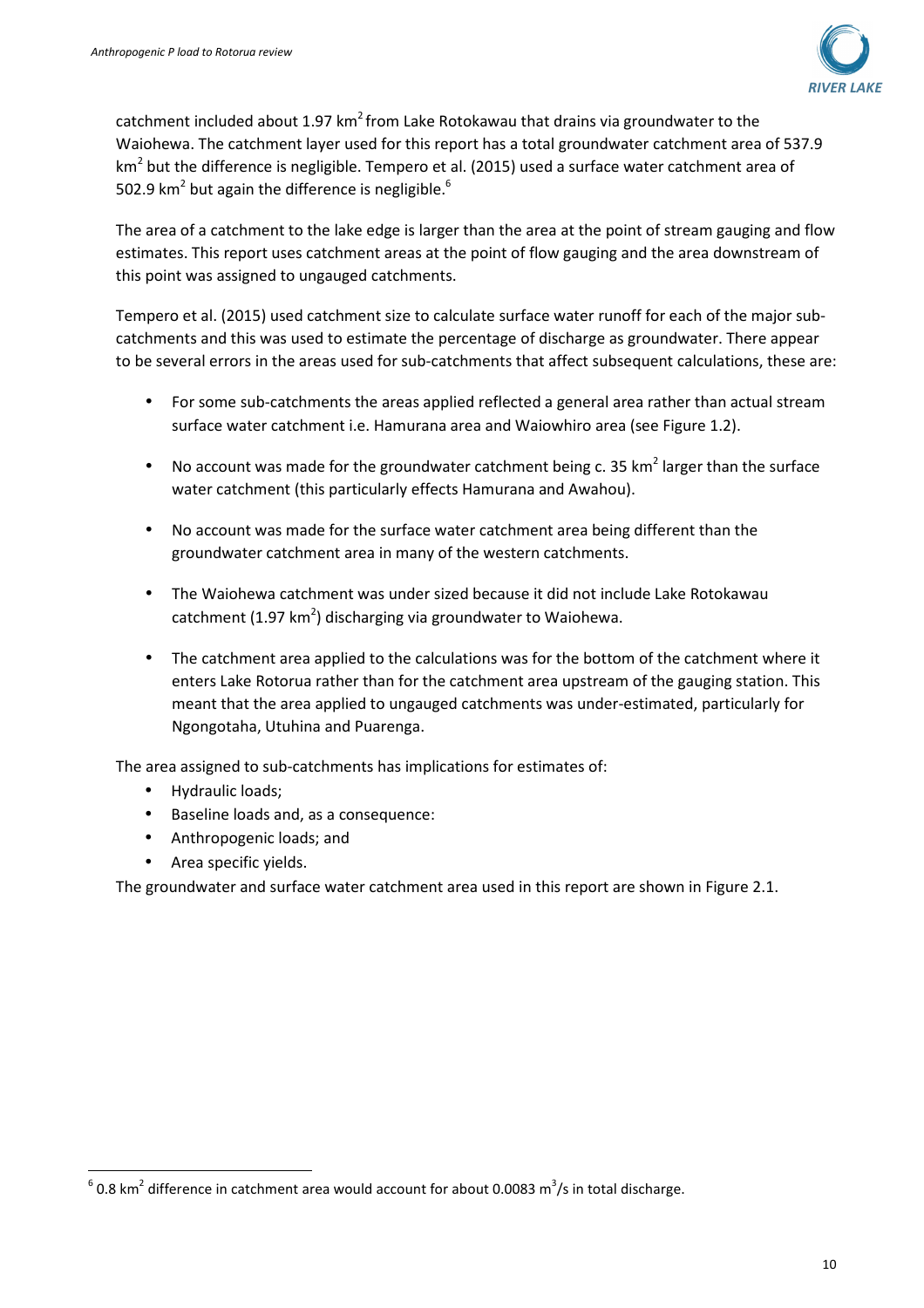catchment included about 1.97 $km^2$ from Lake Rotokawau that drains via groundwater to the Waiohewa. The catchment layer used for this report has a total groundwater catchment area of 537.9 $km^2$ but the difference is negligible. Tempero et al. (2015) used a surface water catchment area of 502.9 $km^2$ but again the difference is negligible.[6]

The area of a catchment to the lake edge is larger than the area at the point of stream gauging and flow estimates. This report uses catchment areas at the point of flow gauging and the area downstream of this point was assigned to ungauged catchments.

Tempero et al. (2015) used catchment size to calculate surface water runoff for each of the major sub-catchments and this was used to estimate the percentage of discharge as groundwater. There appear to be several errors in the areas used for sub-catchments that affect subsequent calculations, these are:

- For some sub-catchments the areas applied reflected a general area rather than actual stream surface water catchment i.e. Hamurana area and Waiowhiro area (see Figure 1.2).
- No account was made for the groundwater catchment being c. 35 $km^2$ larger than the surface water catchment (this particularly effects Hamurana and Awahou).
- No account was made for the surface water catchment area being different than the groundwater catchment area in many of the western catchments.
- The Waiohewa catchment was under sized because it did not include Lake Rotokawau catchment (1.97 $km^2$) discharging via groundwater to Waiohewa.
- The catchment area applied to the calculations was for the bottom of the catchment where it enters Lake Rotorua rather than for the catchment area upstream of the gauging station. This meant that the area applied to ungauged catchments was under-estimated, particularly for Ngongotaha, Utuhina and Puarenga.

The area assigned to sub-catchments has implications for estimates of:

- Hydraulic loads;
- Baseline loads and, as a consequence:
- Anthropogenic loads; and
- Area specific yields.

The groundwater and surface water catchment area used in this report are shown in Figure 2.1.

[6] 0.8 $km^2$ difference in catchment area would account for about 0.0083 $m^3/s$ in total discharge.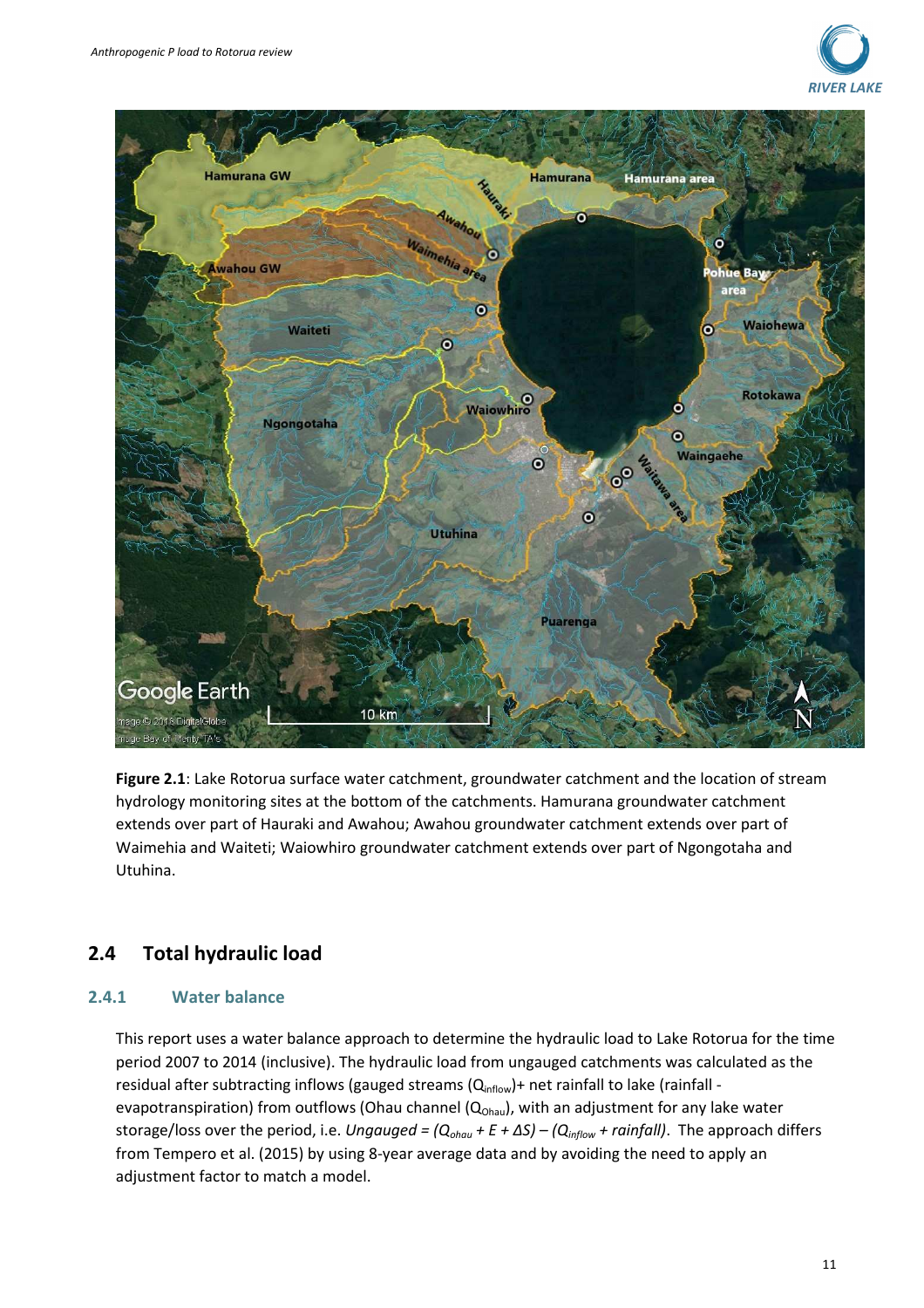**Figure 2.1**: Lake Rotorua surface water catchment, groundwater catchment and the location of stream hydrology monitoring sites at the bottom of the catchments. Hamurana groundwater catchment extends over part of Hauraki and Awahou; Awahou groundwater catchment extends over part of Waimehia and Waiteti; Waiowhiro groundwater catchment extends over part of Ngongotaha and Utuhina.

## 2.4 Total hydraulic load

### 2.4.1 Water balance

This report uses a water balance approach to determine the hydraulic load to Lake Rotorua for the time period 2007 to 2014 (inclusive). The hydraulic load from ungauged catchments was calculated as the residual after subtracting inflows (gauged streams ($Q_{inflow}$)+ net rainfall to lake (rainfall - evapotranspiration) from outflows (Ohau channel ($Q_{Ohau}$), with an adjustment for any lake water storage/loss over the period, i.e. *Ungauged* = $(Q_{ohau} + E + \Delta S) - (Q_{inflow} + rainfall)$. The approach differs from Tempero et al. (2015) by using 8-year average data and by avoiding the need to apply an adjustment factor to match a model.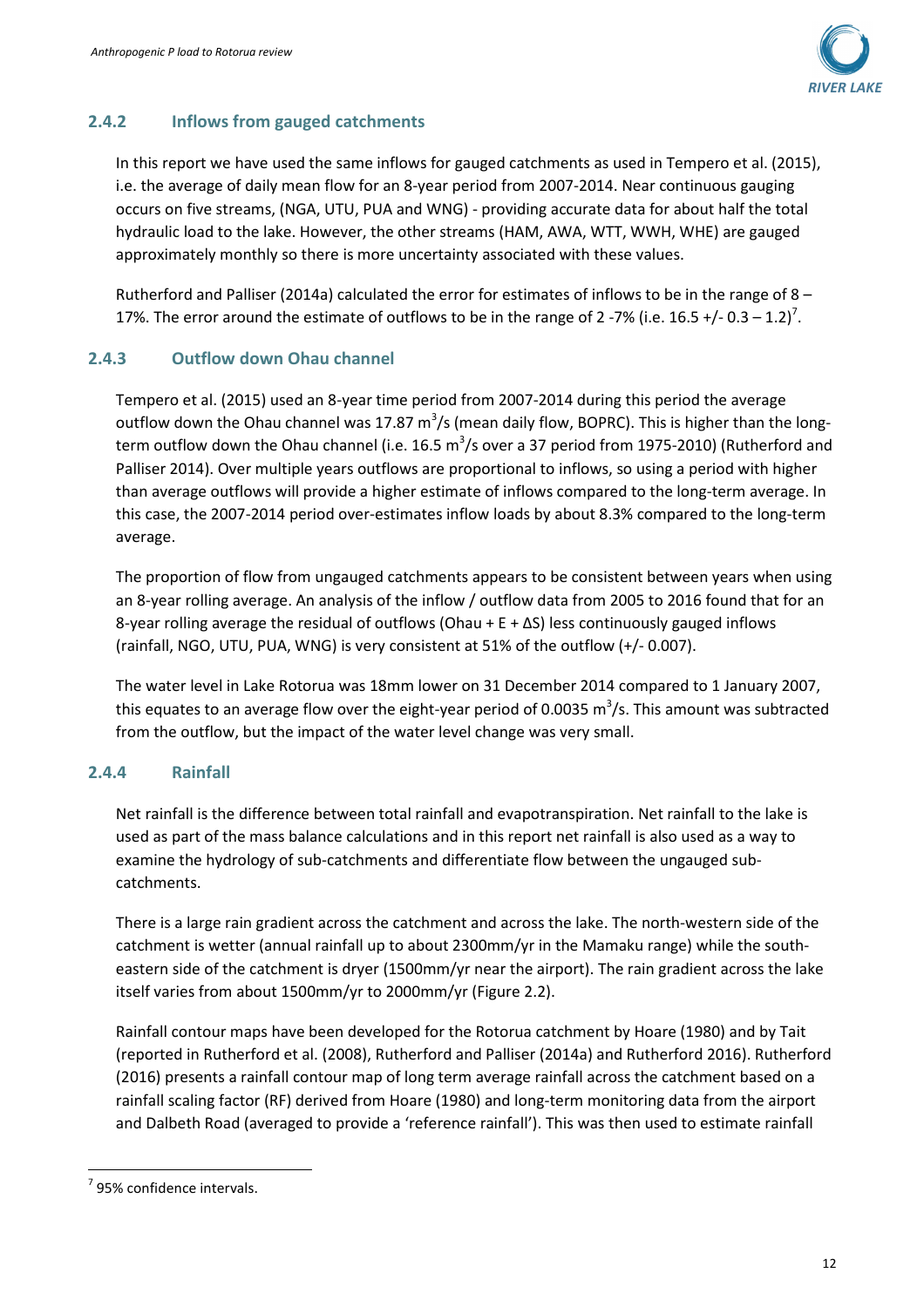### 2.4.2 Inflows from gauged catchments

In this report we have used the same inflows for gauged catchments as used in Tempero et al. (2015), i.e. the average of daily mean flow for an 8-year period from 2007-2014. Near continuous gauging occurs on five streams, (NGA, UTU, PUA and WNG) - providing accurate data for about half the total hydraulic load to the lake. However, the other streams (HAM, AWA, WTT, WWH, WHE) are gauged approximately monthly so there is more uncertainty associated with these values.

Rutherford and Palliser (2014a) calculated the error for estimates of inflows to be in the range of 8 – 17%. The error around the estimate of outflows to be in the range of 2 -7% (i.e. 16.5 +/- 0.3 – 1.2)[7].

### 2.4.3 Outflow down Ohau channel

Tempero et al. (2015) used an 8-year time period from 2007-2014 during this period the average outflow down the Ohau channel was 17.87 $m^3$/s (mean daily flow, BOPRC). This is higher than the long-term outflow down the Ohau channel (i.e. 16.5 $m^3$/s over a 37 period from 1975-2010) (Rutherford and Palliser 2014). Over multiple years outflows are proportional to inflows, so using a period with higher than average outflows will provide a higher estimate of inflows compared to the long-term average. In this case, the 2007-2014 period over-estimates inflow loads by about 8.3% compared to the long-term average.

The proportion of flow from ungauged catchments appears to be consistent between years when using an 8-year rolling average. An analysis of the inflow / outflow data from 2005 to 2016 found that for an 8-year rolling average the residual of outflows (Ohau + E + $\Delta$S) less continuously gauged inflows (rainfall, NGO, UTU, PUA, WNG) is very consistent at 51% of the outflow (+/- 0.007).

The water level in Lake Rotorua was 18mm lower on 31 December 2014 compared to 1 January 2007, this equates to an average flow over the eight-year period of 0.0035 $m^3$/s. This amount was subtracted from the outflow, but the impact of the water level change was very small.

### 2.4.4 Rainfall

Net rainfall is the difference between total rainfall and evapotranspiration. Net rainfall to the lake is used as part of the mass balance calculations and in this report net rainfall is also used as a way to examine the hydrology of sub-catchments and differentiate flow between the ungauged sub-catchments.

There is a large rain gradient across the catchment and across the lake. The north-western side of the catchment is wetter (annual rainfall up to about 2300mm/yr in the Mamaku range) while the south-eastern side of the catchment is dryer (1500mm/yr near the airport). The rain gradient across the lake itself varies from about 1500mm/yr to 2000mm/yr (Figure 2.2).

Rainfall contour maps have been developed for the Rotorua catchment by Hoare (1980) and by Tait (reported in Rutherford et al. (2008), Rutherford and Palliser (2014a) and Rutherford 2016). Rutherford (2016) presents a rainfall contour map of long term average rainfall across the catchment based on a rainfall scaling factor (RF) derived from Hoare (1980) and long-term monitoring data from the airport and Dalbeth Road (averaged to provide a 'reference rainfall'). This was then used to estimate rainfall

[7] 95% confidence intervals.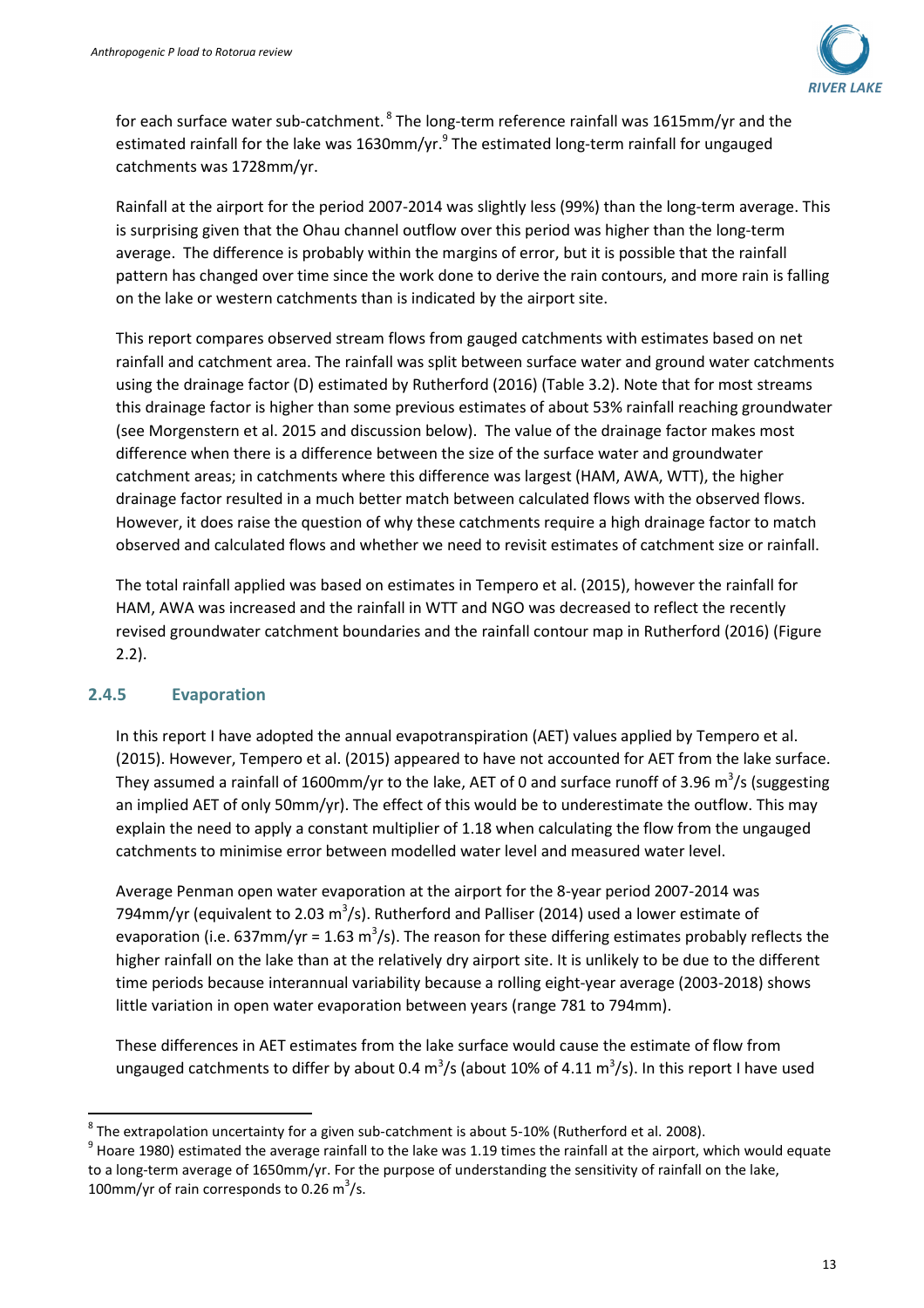for each surface water sub-catchment.[8] The long-term reference rainfall was 1615mm/yr and the estimated rainfall for the lake was 1630mm/yr.[9] The estimated long-term rainfall for ungauged catchments was 1728mm/yr.

Rainfall at the airport for the period 2007-2014 was slightly less (99%) than the long-term average. This is surprising given that the Ohau channel outflow over this period was higher than the long-term average. The difference is probably within the margins of error, but it is possible that the rainfall pattern has changed over time since the work done to derive the rain contours, and more rain is falling on the lake or western catchments than is indicated by the airport site.

This report compares observed stream flows from gauged catchments with estimates based on net rainfall and catchment area. The rainfall was split between surface water and ground water catchments using the drainage factor (D) estimated by Rutherford (2016) (Table 3.2). Note that for most streams this drainage factor is higher than some previous estimates of about 53% rainfall reaching groundwater (see Morgenstern et al. 2015 and discussion below). The value of the drainage factor makes most difference when there is a difference between the size of the surface water and groundwater catchment areas; in catchments where this difference was largest (HAM, AWA, WTT), the higher drainage factor resulted in a much better match between calculated flows with the observed flows. However, it does raise the question of why these catchments require a high drainage factor to match observed and calculated flows and whether we need to revisit estimates of catchment size or rainfall.

The total rainfall applied was based on estimates in Tempero et al. (2015), however the rainfall for HAM, AWA was increased and the rainfall in WTT and NGO was decreased to reflect the recently revised groundwater catchment boundaries and the rainfall contour map in Rutherford (2016) (Figure 2.2).

### 2.4.5 Evaporation

In this report I have adopted the annual evapotranspiration (AET) values applied by Tempero et al. (2015). However, Tempero et al. (2015) appeared to have not accounted for AET from the lake surface. They assumed a rainfall of 1600mm/yr to the lake, AET of 0 and surface runoff of 3.96 $m^3$/s (suggesting an implied AET of only 50mm/yr). The effect of this would be to underestimate the outflow. This may explain the need to apply a constant multiplier of 1.18 when calculating the flow from the ungauged catchments to minimise error between modelled water level and measured water level.

Average Penman open water evaporation at the airport for the 8-year period 2007-2014 was 794mm/yr (equivalent to 2.03 $m^3$/s). Rutherford and Palliser (2014) used a lower estimate of evaporation (i.e. 637mm/yr = 1.63 $m^3$/s). The reason for these differing estimates probably reflects the higher rainfall on the lake than at the relatively dry airport site. It is unlikely to be due to the different time periods because interannual variability because a rolling eight-year average (2003-2018) shows little variation in open water evaporation between years (range 781 to 794mm).

These differences in AET estimates from the lake surface would cause the estimate of flow from ungauged catchments to differ by about 0.4 $m^3$/s (about 10% of 4.11 $m^3$/s). In this report I have used

[8] The extrapolation uncertainty for a given sub-catchment is about 5-10% (Rutherford et al. 2008).

[9] Hoare 1980) estimated the average rainfall to the lake was 1.19 times the rainfall at the airport, which would equate to a long-term average of 1650mm/yr. For the purpose of understanding the sensitivity of rainfall on the lake, 100mm/yr of rain corresponds to 0.26 $m^3$/s.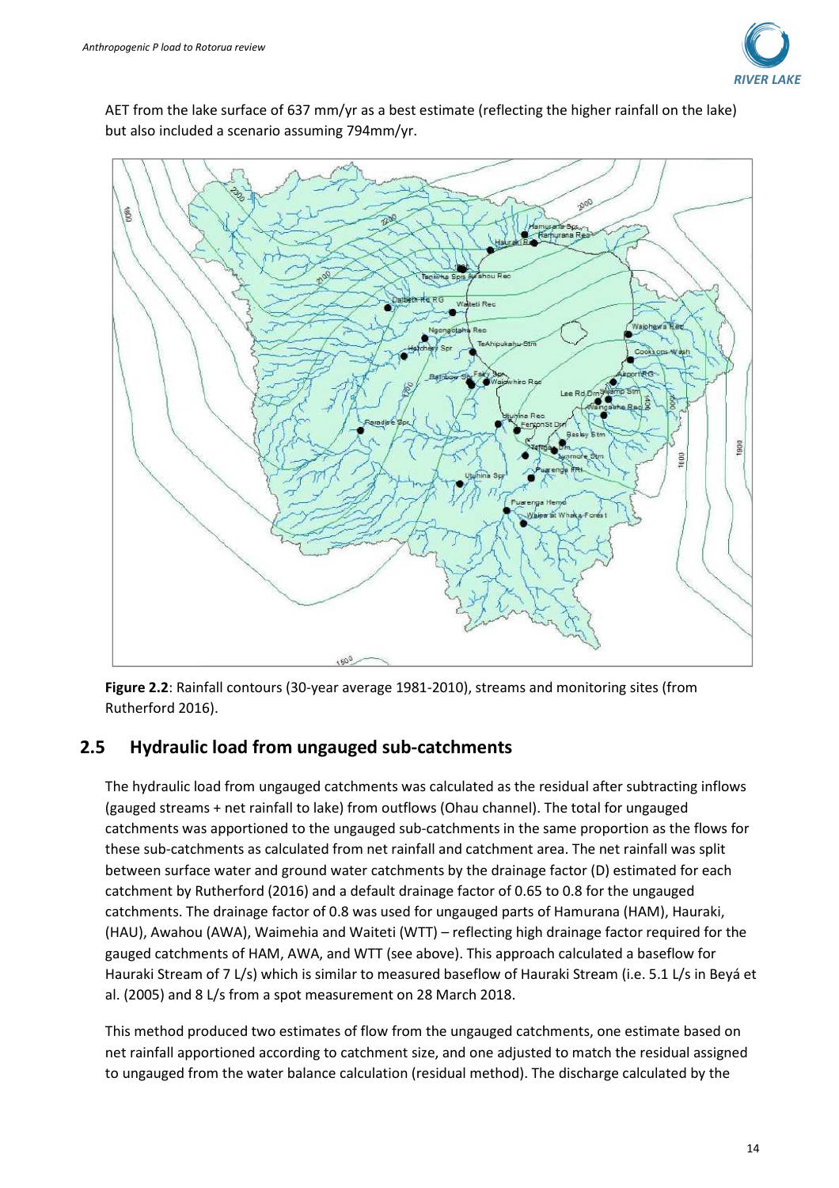AET from the lake surface of 637 mm/yr as a best estimate (reflecting the higher rainfall on the lake) but also included a scenario assuming 794mm/yr.

**Figure 2.2**: Rainfall contours (30-year average 1981-2010), streams and monitoring sites (from Rutherford 2016).

## 2.5 Hydraulic load from ungauged sub-catchments

The hydraulic load from ungauged catchments was calculated as the residual after subtracting inflows (gauged streams + net rainfall to lake) from outflows (Ohau channel). The total for ungauged catchments was apportioned to the ungauged sub-catchments in the same proportion as the flows for these sub-catchments as calculated from net rainfall and catchment area. The net rainfall was split between surface water and ground water catchments by the drainage factor (D) estimated for each catchment by Rutherford (2016) and a default drainage factor of 0.65 to 0.8 for the ungauged catchments. The drainage factor of 0.8 was used for ungauged parts of Hamurana (HAM), Hauraki, (HAU), Awahou (AWA), Waimehia and Waiteti (WTT) – reflecting high drainage factor required for the gauged catchments of HAM, AWA, and WTT (see above). This approach calculated a baseflow for Hauraki Stream of 7 L/s) which is similar to measured baseflow of Hauraki Stream (i.e. 5.1 L/s in Beyá et al. (2005) and 8 L/s from a spot measurement on 28 March 2018.

This method produced two estimates of flow from the ungauged catchments, one estimate based on net rainfall apportioned according to catchment size, and one adjusted to match the residual assigned to ungauged from the water balance calculation (residual method). The discharge calculated by the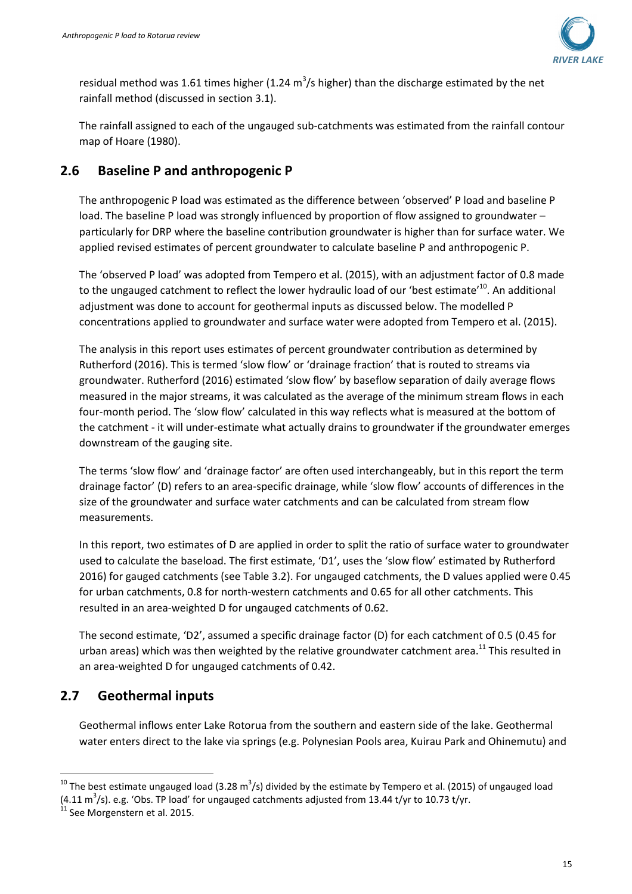residual method was 1.61 times higher (1.24 $m^3/s$ higher) than the discharge estimated by the net rainfall method (discussed in section 3.1).

The rainfall assigned to each of the ungauged sub-catchments was estimated from the rainfall contour map of Hoare (1980).

## 2.6 Baseline P and anthropogenic P

The anthropogenic P load was estimated as the difference between 'observed' P load and baseline P load. The baseline P load was strongly influenced by proportion of flow assigned to groundwater – particularly for DRP where the baseline contribution groundwater is higher than for surface water. We applied revised estimates of percent groundwater to calculate baseline P and anthropogenic P.

The 'observed P load' was adopted from Tempero et al. (2015), with an adjustment factor of 0.8 made to the ungauged catchment to reflect the lower hydraulic load of our 'best estimate'[10]. An additional adjustment was done to account for geothermal inputs as discussed below. The modelled P concentrations applied to groundwater and surface water were adopted from Tempero et al. (2015).

The analysis in this report uses estimates of percent groundwater contribution as determined by Rutherford (2016). This is termed 'slow flow' or 'drainage fraction' that is routed to streams via groundwater. Rutherford (2016) estimated 'slow flow' by baseflow separation of daily average flows measured in the major streams, it was calculated as the average of the minimum stream flows in each four-month period. The 'slow flow' calculated in this way reflects what is measured at the bottom of the catchment - it will under-estimate what actually drains to groundwater if the groundwater emerges downstream of the gauging site.

The terms 'slow flow' and 'drainage factor' are often used interchangeably, but in this report the term drainage factor' (D) refers to an area-specific drainage, while 'slow flow' accounts of differences in the size of the groundwater and surface water catchments and can be calculated from stream flow measurements.

In this report, two estimates of D are applied in order to split the ratio of surface water to groundwater used to calculate the baseload. The first estimate, 'D1', uses the 'slow flow' estimated by Rutherford 2016) for gauged catchments (see Table 3.2). For ungauged catchments, the D values applied were 0.45 for urban catchments, 0.8 for north-western catchments and 0.65 for all other catchments. This resulted in an area-weighted D for ungauged catchments of 0.62.

The second estimate, 'D2', assumed a specific drainage factor (D) for each catchment of 0.5 (0.45 for urban areas) which was then weighted by the relative groundwater catchment area.[11] This resulted in an area-weighted D for ungauged catchments of 0.42.

## 2.7 Geothermal inputs

Geothermal inflows enter Lake Rotorua from the southern and eastern side of the lake. Geothermal water enters direct to the lake via springs (e.g. Polynesian Pools area, Kuirau Park and Ohinemutu) and

---

[10] The best estimate ungauged load (3.28 $m^3/s$) divided by the estimate by Tempero et al. (2015) of ungauged load (4.11 $m^3/s$). e.g. 'Obs. TP load' for ungauged catchments adjusted from 13.44 t/yr to 10.73 t/yr.

[11] See Morgenstern et al. 2015.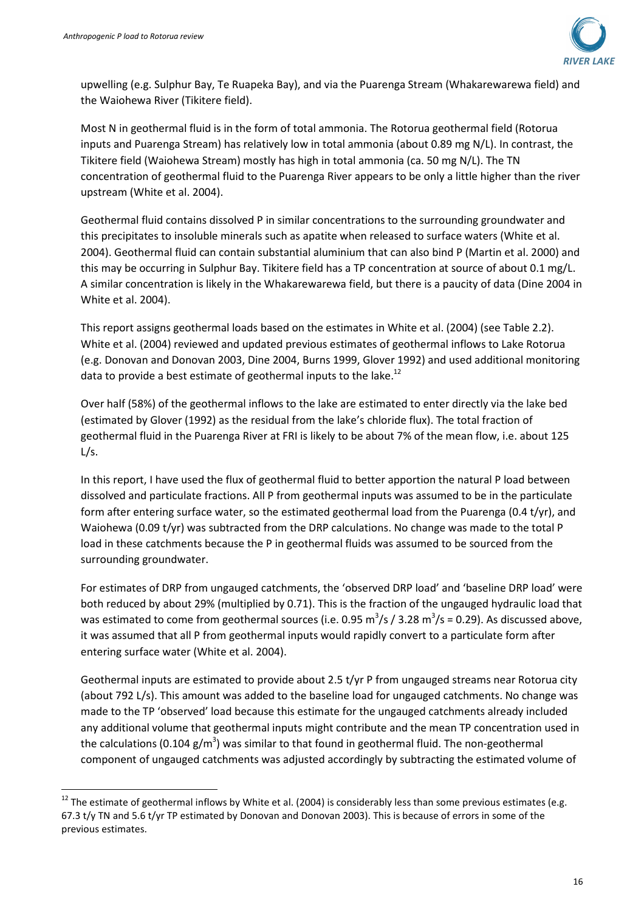upwelling (e.g. Sulphur Bay, Te Ruapeka Bay), and via the Puarenga Stream (Whakarewarewa field) and the Waiohewa River (Tikitere field).

Most N in geothermal fluid is in the form of total ammonia. The Rotorua geothermal field (Rotorua inputs and Puarenga Stream) has relatively low in total ammonia (about 0.89 mg N/L). In contrast, the Tikitere field (Waiohewa Stream) mostly has high in total ammonia (ca. 50 mg N/L). The TN concentration of geothermal fluid to the Puarenga River appears to be only a little higher than the river upstream (White et al. 2004).

Geothermal fluid contains dissolved P in similar concentrations to the surrounding groundwater and this precipitates to insoluble minerals such as apatite when released to surface waters (White et al. 2004). Geothermal fluid can contain substantial aluminium that can also bind P (Martin et al. 2000) and this may be occurring in Sulphur Bay. Tikitere field has a TP concentration at source of about 0.1 mg/L. A similar concentration is likely in the Whakarewarewa field, but there is a paucity of data (Dine 2004 in White et al. 2004).

This report assigns geothermal loads based on the estimates in White et al. (2004) (see Table 2.2). White et al. (2004) reviewed and updated previous estimates of geothermal inflows to Lake Rotorua (e.g. Donovan and Donovan 2003, Dine 2004, Burns 1999, Glover 1992) and used additional monitoring data to provide a best estimate of geothermal inputs to the lake.[12]

Over half (58%) of the geothermal inflows to the lake are estimated to enter directly via the lake bed (estimated by Glover (1992) as the residual from the lake's chloride flux). The total fraction of geothermal fluid in the Puarenga River at FRI is likely to be about 7% of the mean flow, i.e. about 125 L/s.

In this report, I have used the flux of geothermal fluid to better apportion the natural P load between dissolved and particulate fractions. All P from geothermal inputs was assumed to be in the particulate form after entering surface water, so the estimated geothermal load from the Puarenga (0.4 t/yr), and Waiohewa (0.09 t/yr) was subtracted from the DRP calculations. No change was made to the total P load in these catchments because the P in geothermal fluids was assumed to be sourced from the surrounding groundwater.

For estimates of DRP from ungauged catchments, the 'observed DRP load' and 'baseline DRP load' were both reduced by about 29% (multiplied by 0.71). This is the fraction of the ungauged hydraulic load that was estimated to come from geothermal sources (i.e. 0.95 $m^3/s$ / 3.28 $m^3/s$ = 0.29). As discussed above, it was assumed that all P from geothermal inputs would rapidly convert to a particulate form after entering surface water (White et al. 2004).

Geothermal inputs are estimated to provide about 2.5 t/yr P from ungauged streams near Rotorua city (about 792 L/s). This amount was added to the baseline load for ungauged catchments. No change was made to the TP 'observed' load because this estimate for the ungauged catchments already included any additional volume that geothermal inputs might contribute and the mean TP concentration used in the calculations (0.104 $g/m^3$) was similar to that found in geothermal fluid. The non-geothermal component of ungauged catchments was adjusted accordingly by subtracting the estimated volume of

[12] The estimate of geothermal inflows by White et al. (2004) is considerably less than some previous estimates (e.g. 67.3 t/y TN and 5.6 t/yr TP estimated by Donovan and Donovan 2003). This is because of errors in some of the previous estimates.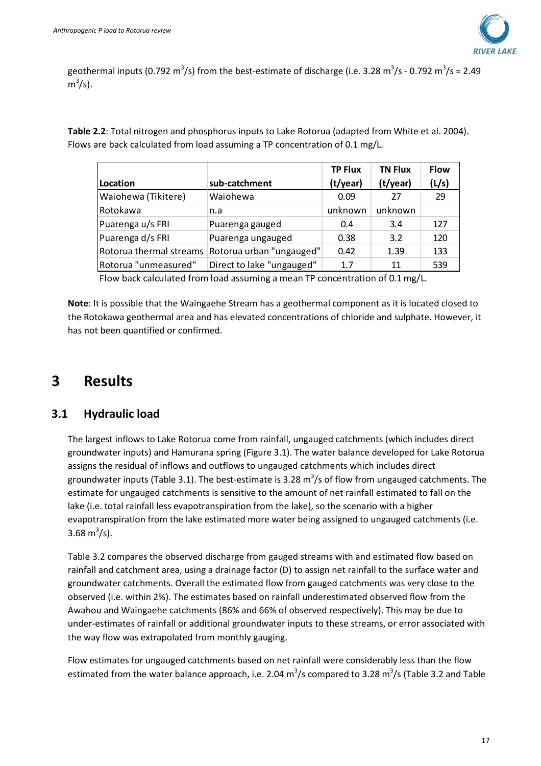geothermal inputs (0.792 $m^3/s$) from the best-estimate of discharge (i.e. 3.28 $m^3/s$ - 0.792 $m^3/s$ = 2.49 $m^3/s$).

**Table 2.2**: Total nitrogen and phosphorus inputs to Lake Rotorua (adapted from White et al. 2004). Flows are back calculated from load assuming a TP concentration of 0.1 mg/L.

| Location | sub-catchment | TP Flux (t/year) | TN Flux (t/year) | Flow (L/s) |
|---|---|---|---|---|
| Waiohewa (Tikitere) | Waiohewa | 0.09 | 27 | 29 |
| Rotokawa | n.a | unknown | unknown | |
| Puarenga u/s FRI | Puarenga gauged | 0.4 | 3.4 | 127 |
| Puarenga d/s FRI | Puarenga ungauged | 0.38 | 3.2 | 120 |
| Rotorua thermal streams | Rotorua urban "ungauged" | 0.42 | 1.39 | 133 |
| Rotorua "unmeasured" | Direct to lake "ungauged" | 1.7 | 11 | 539 |

Flow back calculated from load assuming a mean TP concentration of 0.1 mg/L.

**Note**: It is possible that the Waingaehe Stream has a geothermal component as it is located closed to the Rotokawa geothermal area and has elevated concentrations of chloride and sulphate. However, it has not been quantified or confirmed.

# 3 Results

## 3.1 Hydraulic load

The largest inflows to Lake Rotorua come from rainfall, ungauged catchments (which includes direct groundwater inputs) and Hamurana spring (Figure 3.1). The water balance developed for Lake Rotorua assigns the residual of inflows and outflows to ungauged catchments which includes direct groundwater inputs (Table 3.1). The best-estimate is 3.28 $m^3/s$ of flow from ungauged catchments. The estimate for ungauged catchments is sensitive to the amount of net rainfall estimated to fall on the lake (i.e. total rainfall less evapotranspiration from the lake), so the scenario with a higher evapotranspiration from the lake estimated more water being assigned to ungauged catchments (i.e. 3.68 $m^3/s$).

Table 3.2 compares the observed discharge from gauged streams with and estimated flow based on rainfall and catchment area, using a drainage factor (D) to assign net rainfall to the surface water and groundwater catchments. Overall the estimated flow from gauged catchments was very close to the observed (i.e. within 2%). The estimates based on rainfall underestimated observed flow from the Awahou and Waingaehe catchments (86% and 66% of observed respectively). This may be due to under-estimates of rainfall or additional groundwater inputs to these streams, or error associated with the way flow was extrapolated from monthly gauging.

Flow estimates for ungauged catchments based on net rainfall were considerably less than the flow estimated from the water balance approach, i.e. 2.04 $m^3/s$ compared to 3.28 $m^3/s$ (Table 3.2 and Table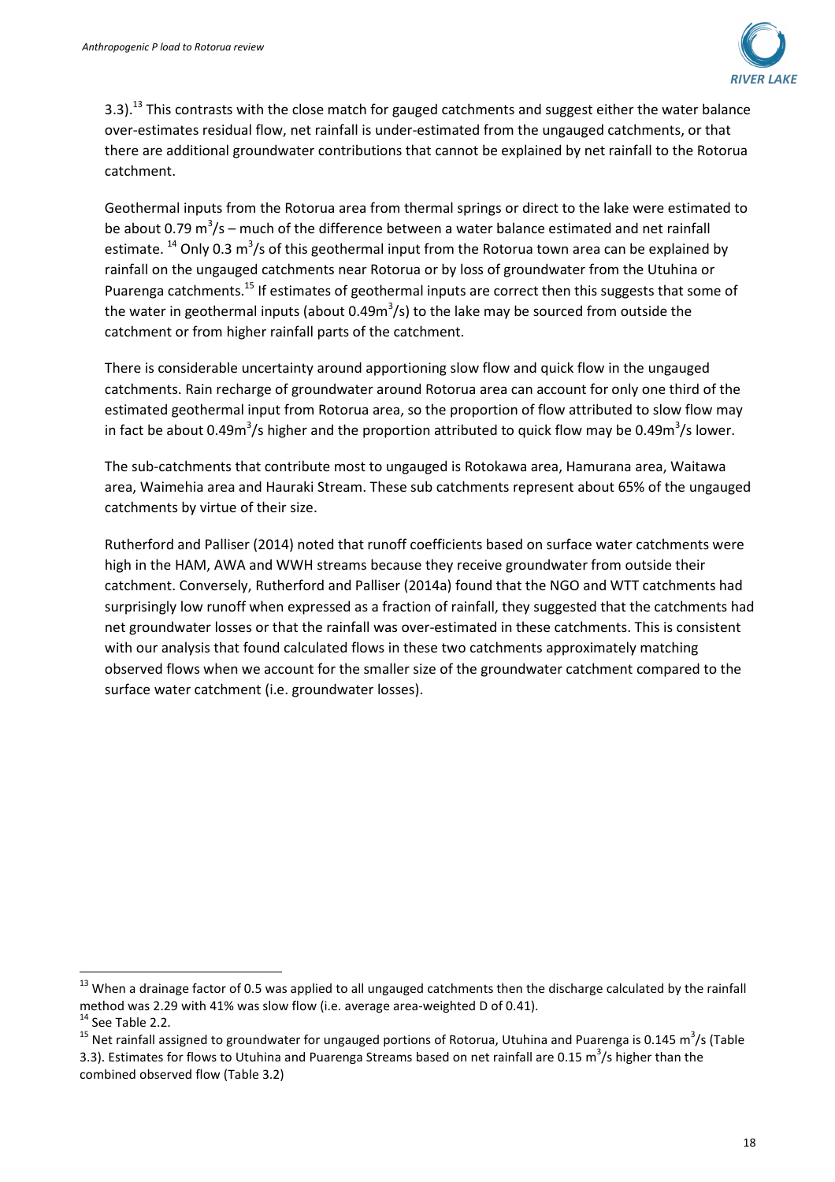3.3).[13] This contrasts with the close match for gauged catchments and suggest either the water balance over-estimates residual flow, net rainfall is under-estimated from the ungauged catchments, or that there are additional groundwater contributions that cannot be explained by net rainfall to the Rotorua catchment.

Geothermal inputs from the Rotorua area from thermal springs or direct to the lake were estimated to be about 0.79 $m^3/s$ – much of the difference between a water balance estimated and net rainfall estimate. [14] Only 0.3 $m^3/s$ of this geothermal input from the Rotorua town area can be explained by rainfall on the ungauged catchments near Rotorua or by loss of groundwater from the Utuhina or Puarenga catchments.[15] If estimates of geothermal inputs are correct then this suggests that some of the water in geothermal inputs (about 0.49$m^3/s$) to the lake may be sourced from outside the catchment or from higher rainfall parts of the catchment.

There is considerable uncertainty around apportioning slow flow and quick flow in the ungauged catchments. Rain recharge of groundwater around Rotorua area can account for only one third of the estimated geothermal input from Rotorua area, so the proportion of flow attributed to slow flow may in fact be about 0.49$m^3/s$ higher and the proportion attributed to quick flow may be 0.49$m^3/s$ lower.

The sub-catchments that contribute most to ungauged is Rotokawa area, Hamurana area, Waitawa area, Waimehia area and Hauraki Stream. These sub catchments represent about 65% of the ungauged catchments by virtue of their size.

Rutherford and Palliser (2014) noted that runoff coefficients based on surface water catchments were high in the HAM, AWA and WWH streams because they receive groundwater from outside their catchment. Conversely, Rutherford and Palliser (2014a) found that the NGO and WTT catchments had surprisingly low runoff when expressed as a fraction of rainfall, they suggested that the catchments had net groundwater losses or that the rainfall was over-estimated in these catchments. This is consistent with our analysis that found calculated flows in these two catchments approximately matching observed flows when we account for the smaller size of the groundwater catchment compared to the surface water catchment (i.e. groundwater losses).

---

[13] When a drainage factor of 0.5 was applied to all ungauged catchments then the discharge calculated by the rainfall method was 2.29 with 41% was slow flow (i.e. average area-weighted D of 0.41).

[14] See Table 2.2.

[15] Net rainfall assigned to groundwater for ungauged portions of Rotorua, Utuhina and Puarenga is 0.145 $m^3/s$ (Table 3.3). Estimates for flows to Utuhina and Puarenga Streams based on net rainfall are 0.15 $m^3/s$ higher than the combined observed flow (Table 3.2)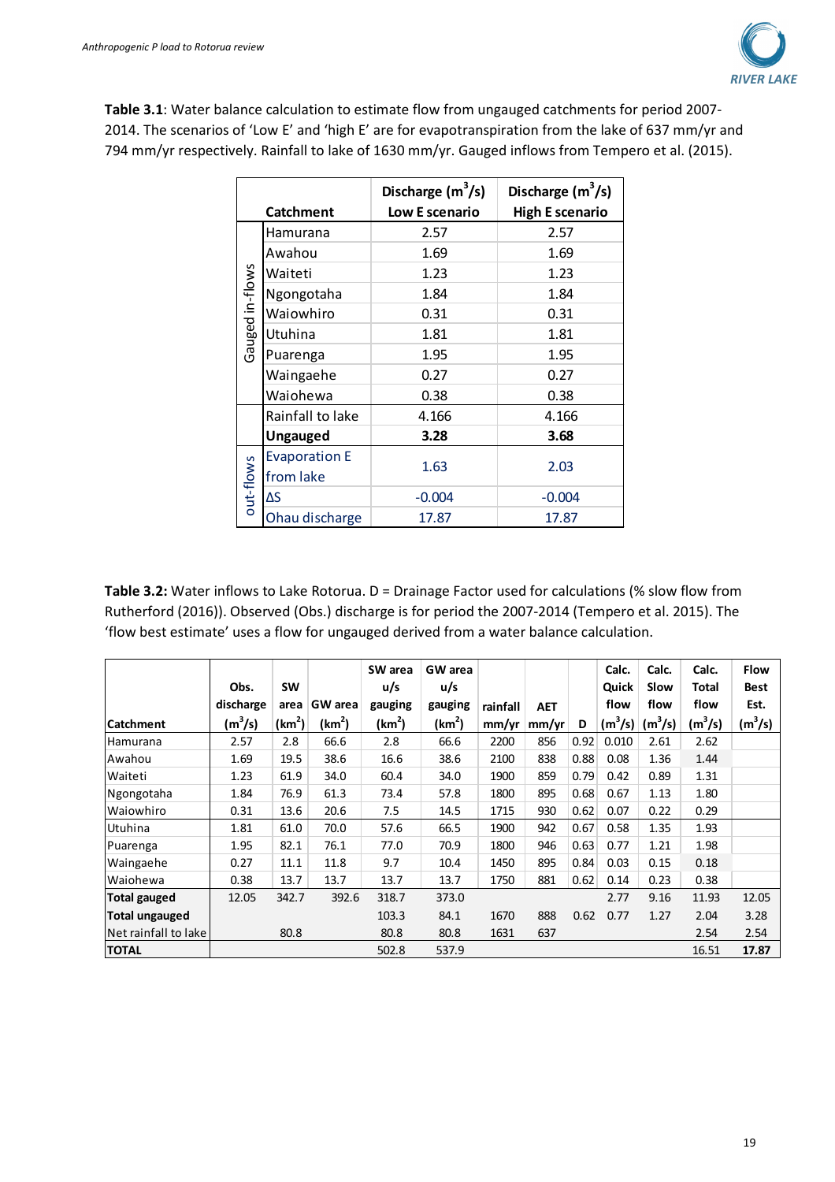**Table 3.1**: Water balance calculation to estimate flow from ungauged catchments for period 2007-2014. The scenarios of 'Low E' and 'high E' are for evapotranspiration from the lake of 637 mm/yr and 794 mm/yr respectively. Rainfall to lake of 1630 mm/yr. Gauged inflows from Tempero et al. (2015).

| | Catchment | Discharge ($m^3$/s) Low E scenario | Discharge ($m^3$/s) High E scenario |
|---|---|---|---|
| Gauged in-flows | Hamurana | 2.57 | 2.57 |
| | Awahou | 1.69 | 1.69 |
| | Waiteti | 1.23 | 1.23 |
| | Ngongotaha | 1.84 | 1.84 |
| | Waiowhiro | 0.31 | 0.31 |
| | Utuhina | 1.81 | 1.81 |
| | Puarenga | 1.95 | 1.95 |
| | Waingaehe | 0.27 | 0.27 |
| | Waiohewa | 0.38 | 0.38 |
| | Rainfall to lake | 4.166 | 4.166 |
| | **Ungauged** | **3.28** | **3.68** |
| out-flows | Evaporation E from lake | 1.63 | 2.03 |
| | ΔS | -0.004 | -0.004 |
| | Ohau discharge | 17.87 | 17.87 |

**Table 3.2:** Water inflows to Lake Rotorua. D = Drainage Factor used for calculations (% slow flow from Rutherford (2016)). Observed (Obs.) discharge is for period the 2007-2014 (Tempero et al. 2015). The 'flow best estimate' uses a flow for ungauged derived from a water balance calculation.

| Catchment | Obs. discharge ($m^3$/s) | SW area ($km^2$) | GW area ($km^2$) | SW area u/s gauging ($km^2$) | GW area u/s gauging ($km^2$) | rainfall mm/yr | AET mm/yr | D | Calc. Quick flow ($m^3$/s) | Calc. Slow flow ($m^3$/s) | Calc. Total flow ($m^3$/s) | Flow Best Est. ($m^3$/s) |
|---|---|---|---|---|---|---|---|---|---|---|---|---|
| Hamurana | 2.57 | 2.8 | 66.6 | 2.8 | 66.6 | 2200 | 856 | 0.92 | 0.010 | 2.61 | 2.62 | |
| Awahou | 1.69 | 19.5 | 38.6 | 16.6 | 38.6 | 2100 | 838 | 0.88 | 0.08 | 1.36 | 1.44 | |
| Waiteti | 1.23 | 61.9 | 34.0 | 60.4 | 34.0 | 1900 | 859 | 0.79 | 0.42 | 0.89 | 1.31 | |
| Ngongotaha | 1.84 | 76.9 | 61.3 | 73.4 | 57.8 | 1800 | 895 | 0.68 | 0.67 | 1.13 | 1.80 | |
| Waiowhiro | 0.31 | 13.6 | 20.6 | 7.5 | 14.5 | 1715 | 930 | 0.62 | 0.07 | 0.22 | 0.29 | |
| Utuhina | 1.81 | 61.0 | 70.0 | 57.6 | 66.5 | 1900 | 942 | 0.67 | 0.58 | 1.35 | 1.93 | |
| Puarenga | 1.95 | 82.1 | 76.1 | 77.0 | 70.9 | 1800 | 946 | 0.63 | 0.77 | 1.21 | 1.98 | |
| Waingaehe | 0.27 | 11.1 | 11.8 | 9.7 | 10.4 | 1450 | 895 | 0.84 | 0.03 | 0.15 | 0.18 | |
| Waiohewa | 0.38 | 13.7 | 13.7 | 13.7 | 13.7 | 1750 | 881 | 0.62 | 0.14 | 0.23 | 0.38 | |
| **Total gauged** | 12.05 | 342.7 | 392.6 | 318.7 | 373.0 | | | | 2.77 | 9.16 | 11.93 | 12.05 |
| **Total ungauged** | | | | 103.3 | 84.1 | 1670 | 888 | 0.62 | 0.77 | 1.27 | 2.04 | 3.28 |
| Net rainfall to lake | | 80.8 | | 80.8 | 80.8 | 1631 | 637 | | | | 2.54 | 2.54 |
| **TOTAL** | | | | 502.8 | 537.9 | | | | | | 16.51 | **17.87** |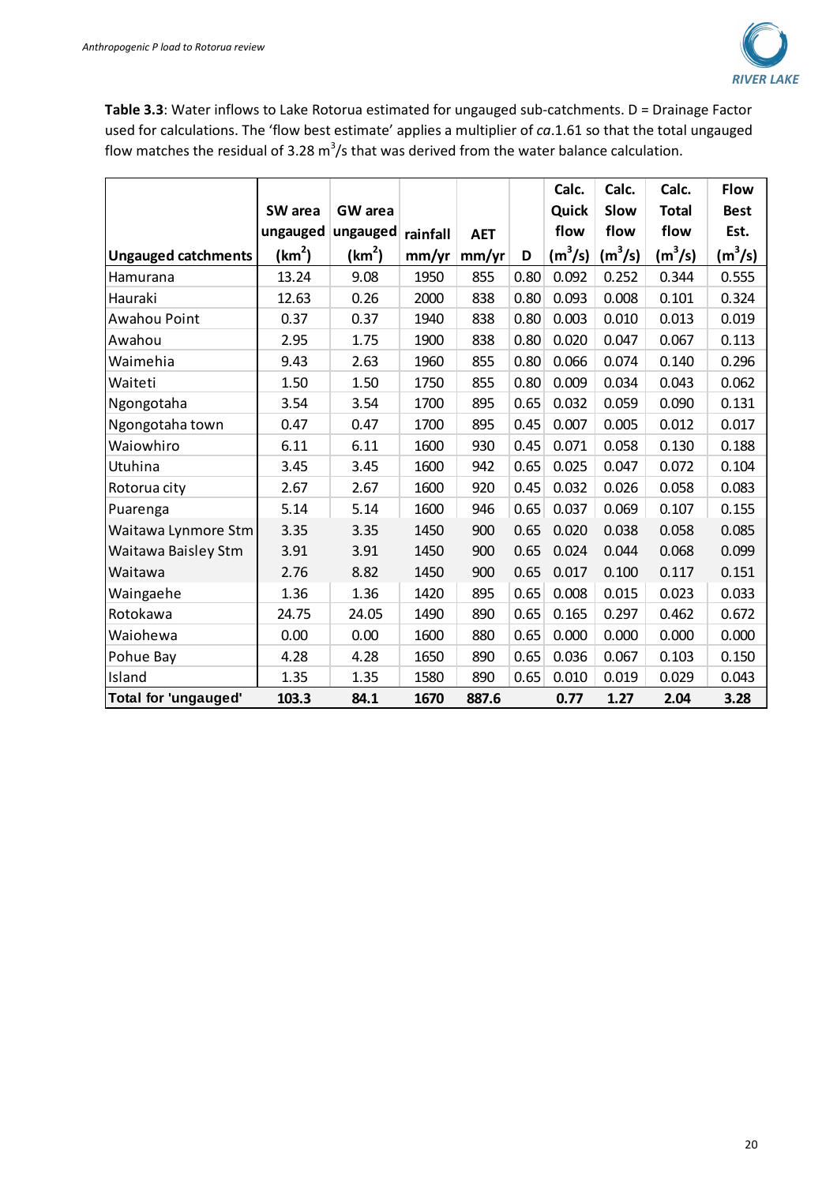**Table 3.3**: Water inflows to Lake Rotorua estimated for ungauged sub-catchments. D = Drainage Factor used for calculations. The 'flow best estimate' applies a multiplier of *ca*.1.61 so that the total ungauged flow matches the residual of 3.28 $m^3/s$ that was derived from the water balance calculation.

| Ungauged catchments | SW area ungauged ($km^2$) | GW area ungauged ($km^2$) | rainfall mm/yr | AET mm/yr | D | Calc. Quick flow ($m^3/s$) | Calc. Slow flow ($m^3/s$) | Calc. Total flow ($m^3/s$) | Flow Best Est. ($m^3/s$) |
|---|---|---|---|---|---|---|---|---|---|
| Hamurana | 13.24 | 9.08 | 1950 | 855 | 0.80 | 0.092 | 0.252 | 0.344 | 0.555 |
| Hauraki | 12.63 | 0.26 | 2000 | 838 | 0.80 | 0.093 | 0.008 | 0.101 | 0.324 |
| Awahou Point | 0.37 | 0.37 | 1940 | 838 | 0.80 | 0.003 | 0.010 | 0.013 | 0.019 |
| Awahou | 2.95 | 1.75 | 1900 | 838 | 0.80 | 0.020 | 0.047 | 0.067 | 0.113 |
| Waimehia | 9.43 | 2.63 | 1960 | 855 | 0.80 | 0.066 | 0.074 | 0.140 | 0.296 |
| Waiteti | 1.50 | 1.50 | 1750 | 855 | 0.80 | 0.009 | 0.034 | 0.043 | 0.062 |
| Ngongotaha | 3.54 | 3.54 | 1700 | 895 | 0.65 | 0.032 | 0.059 | 0.090 | 0.131 |
| Ngongotaha town | 0.47 | 0.47 | 1700 | 895 | 0.45 | 0.007 | 0.005 | 0.012 | 0.017 |
| Waiowhiro | 6.11 | 6.11 | 1600 | 930 | 0.45 | 0.071 | 0.058 | 0.130 | 0.188 |
| Utuhina | 3.45 | 3.45 | 1600 | 942 | 0.65 | 0.025 | 0.047 | 0.072 | 0.104 |
| Rotorua city | 2.67 | 2.67 | 1600 | 920 | 0.45 | 0.032 | 0.026 | 0.058 | 0.083 |
| Puarenga | 5.14 | 5.14 | 1600 | 946 | 0.65 | 0.037 | 0.069 | 0.107 | 0.155 |
| Waitawa Lynmore Stm | 3.35 | 3.35 | 1450 | 900 | 0.65 | 0.020 | 0.038 | 0.058 | 0.085 |
| Waitawa Baisley Stm | 3.91 | 3.91 | 1450 | 900 | 0.65 | 0.024 | 0.044 | 0.068 | 0.099 |
| Waitawa | 2.76 | 8.82 | 1450 | 900 | 0.65 | 0.017 | 0.100 | 0.117 | 0.151 |
| Waingaehe | 1.36 | 1.36 | 1420 | 895 | 0.65 | 0.008 | 0.015 | 0.023 | 0.033 |
| Rotokawa | 24.75 | 24.05 | 1490 | 890 | 0.65 | 0.165 | 0.297 | 0.462 | 0.672 |
| Waiohewa | 0.00 | 0.00 | 1600 | 880 | 0.65 | 0.000 | 0.000 | 0.000 | 0.000 |
| Pohue Bay | 4.28 | 4.28 | 1650 | 890 | 0.65 | 0.036 | 0.067 | 0.103 | 0.150 |
| Island | 1.35 | 1.35 | 1580 | 890 | 0.65 | 0.010 | 0.019 | 0.029 | 0.043 |
| **Total for 'ungauged'** | **103.3** | **84.1** | **1670** | **887.6** | | **0.77** | **1.27** | **2.04** | **3.28** |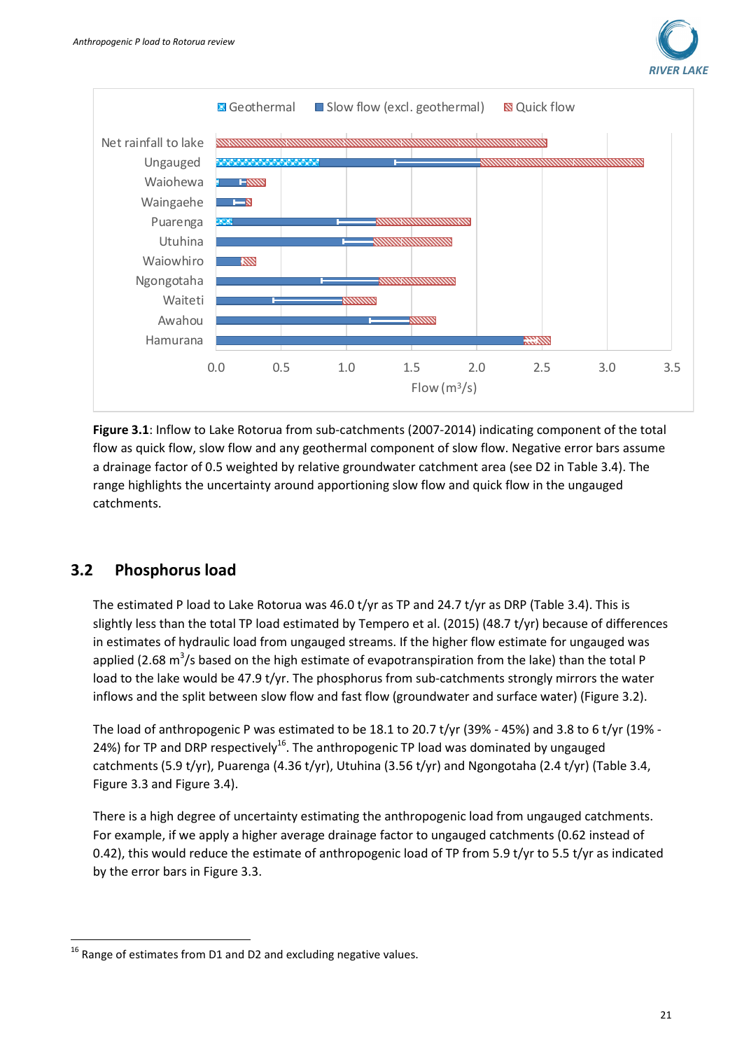**Figure 3.1**: Inflow to Lake Rotorua from sub-catchments (2007-2014) indicating component of the total flow as quick flow, slow flow and any geothermal component of slow flow. Negative error bars assume a drainage factor of 0.5 weighted by relative groundwater catchment area (see D2 in Table 3.4). The range highlights the uncertainty around apportioning slow flow and quick flow in the ungauged catchments.

## 3.2 Phosphorus load

The estimated P load to Lake Rotorua was 46.0 t/yr as TP and 24.7 t/yr as DRP (Table 3.4). This is slightly less than the total TP load estimated by Tempero et al. (2015) (48.7 t/yr) because of differences in estimates of hydraulic load from ungauged streams. If the higher flow estimate for ungauged was applied (2.68 $m^3$/s based on the high estimate of evapotranspiration from the lake) than the total P load to the lake would be 47.9 t/yr. The phosphorus from sub-catchments strongly mirrors the water inflows and the split between slow flow and fast flow (groundwater and surface water) (Figure 3.2).

The load of anthropogenic P was estimated to be 18.1 to 20.7 t/yr (39% - 45%) and 3.8 to 6 t/yr (19% - 24%) for TP and DRP respectively[16]. The anthropogenic TP load was dominated by ungauged catchments (5.9 t/yr), Puarenga (4.36 t/yr), Utuhina (3.56 t/yr) and Ngongotaha (2.4 t/yr) (Table 3.4, Figure 3.3 and Figure 3.4).

There is a high degree of uncertainty estimating the anthropogenic load from ungauged catchments. For example, if we apply a higher average drainage factor to ungauged catchments (0.62 instead of 0.42), this would reduce the estimate of anthropogenic load of TP from 5.9 t/yr to 5.5 t/yr as indicated by the error bars in Figure 3.3.

[16] Range of estimates from D1 and D2 and excluding negative values.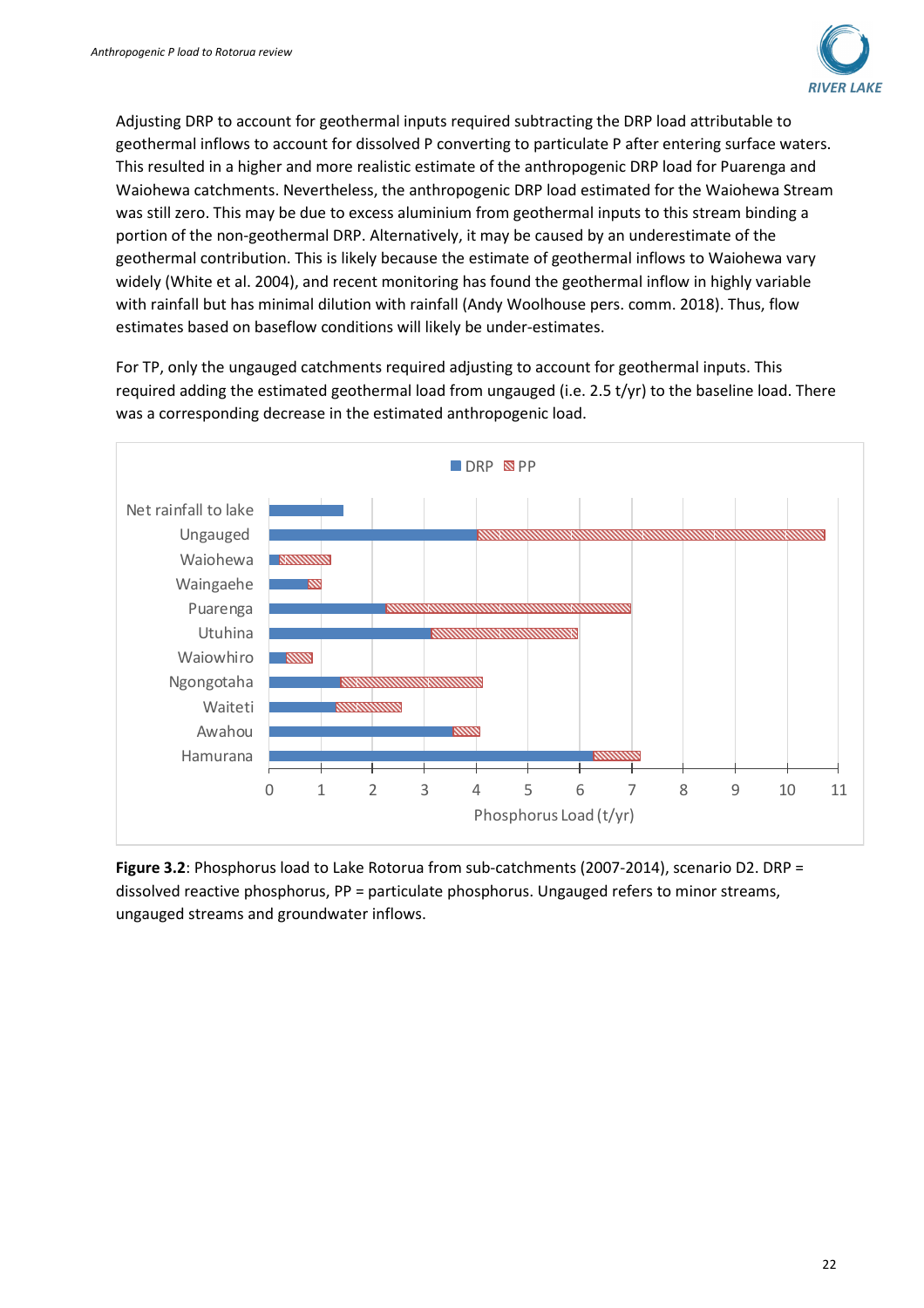Adjusting DRP to account for geothermal inputs required subtracting the DRP load attributable to geothermal inflows to account for dissolved P converting to particulate P after entering surface waters. This resulted in a higher and more realistic estimate of the anthropogenic DRP load for Puarenga and Waiohewa catchments. Nevertheless, the anthropogenic DRP load estimated for the Waiohewa Stream was still zero. This may be due to excess aluminium from geothermal inputs to this stream binding a portion of the non-geothermal DRP. Alternatively, it may be caused by an underestimate of the geothermal contribution. This is likely because the estimate of geothermal inflows to Waiohewa vary widely (White et al. 2004), and recent monitoring has found the geothermal inflow in highly variable with rainfall but has minimal dilution with rainfall (Andy Woolhouse pers. comm. 2018). Thus, flow estimates based on baseflow conditions will likely be under-estimates.

For TP, only the ungauged catchments required adjusting to account for geothermal inputs. This required adding the estimated geothermal load from ungauged (i.e. 2.5 t/yr) to the baseline load. There was a corresponding decrease in the estimated anthropogenic load.

**Figure 3.2**: Phosphorus load to Lake Rotorua from sub-catchments (2007-2014), scenario D2. DRP = dissolved reactive phosphorus, PP = particulate phosphorus. Ungauged refers to minor streams, ungauged streams and groundwater inflows.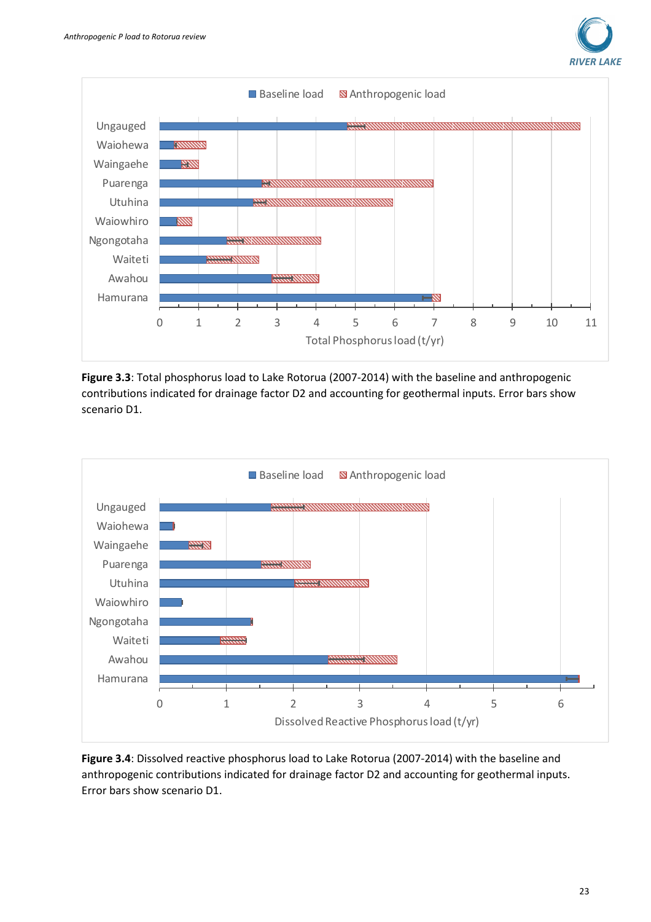**Figure 3.3**: Total phosphorus load to Lake Rotorua (2007-2014) with the baseline and anthropogenic contributions indicated for drainage factor D2 and accounting for geothermal inputs. Error bars show scenario D1.

**Figure 3.4**: Dissolved reactive phosphorus load to Lake Rotorua (2007-2014) with the baseline and anthropogenic contributions indicated for drainage factor D2 and accounting for geothermal inputs. Error bars show scenario D1.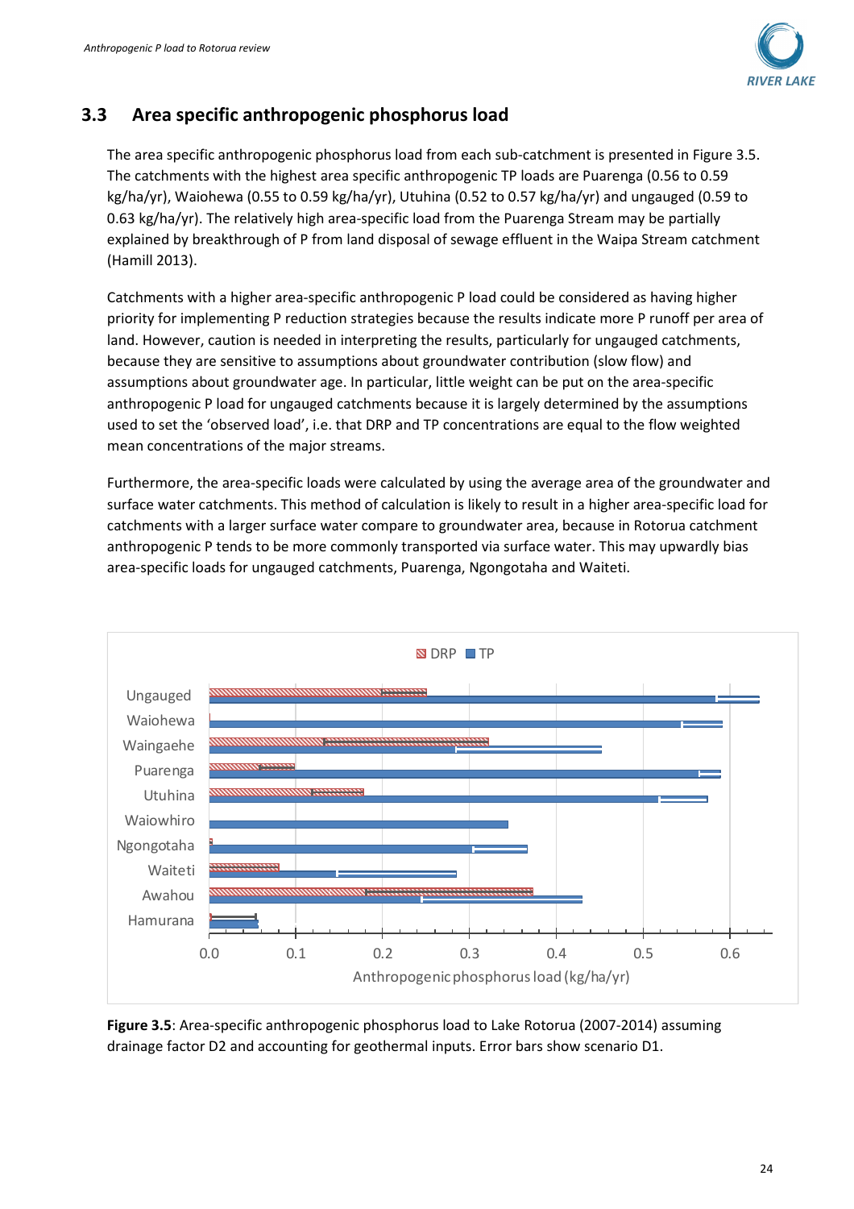## 3.3 Area specific anthropogenic phosphorus load

The area specific anthropogenic phosphorus load from each sub-catchment is presented in Figure 3.5. The catchments with the highest area specific anthropogenic TP loads are Puarenga (0.56 to 0.59 kg/ha/yr), Waiohewa (0.55 to 0.59 kg/ha/yr), Utuhina (0.52 to 0.57 kg/ha/yr) and ungauged (0.59 to 0.63 kg/ha/yr). The relatively high area-specific load from the Puarenga Stream may be partially explained by breakthrough of P from land disposal of sewage effluent in the Waipa Stream catchment (Hamill 2013).

Catchments with a higher area-specific anthropogenic P load could be considered as having higher priority for implementing P reduction strategies because the results indicate more P runoff per area of land. However, caution is needed in interpreting the results, particularly for ungauged catchments, because they are sensitive to assumptions about groundwater contribution (slow flow) and assumptions about groundwater age. In particular, little weight can be put on the area-specific anthropogenic P load for ungauged catchments because it is largely determined by the assumptions used to set the 'observed load', i.e. that DRP and TP concentrations are equal to the flow weighted mean concentrations of the major streams.

Furthermore, the area-specific loads were calculated by using the average area of the groundwater and surface water catchments. This method of calculation is likely to result in a higher area-specific load for catchments with a larger surface water compare to groundwater area, because in Rotorua catchment anthropogenic P tends to be more commonly transported via surface water. This may upwardly bias area-specific loads for ungauged catchments, Puarenga, Ngongotaha and Waiteti.

**Figure 3.5**: Area-specific anthropogenic phosphorus load to Lake Rotorua (2007-2014) assuming drainage factor D2 and accounting for geothermal inputs. Error bars show scenario D1.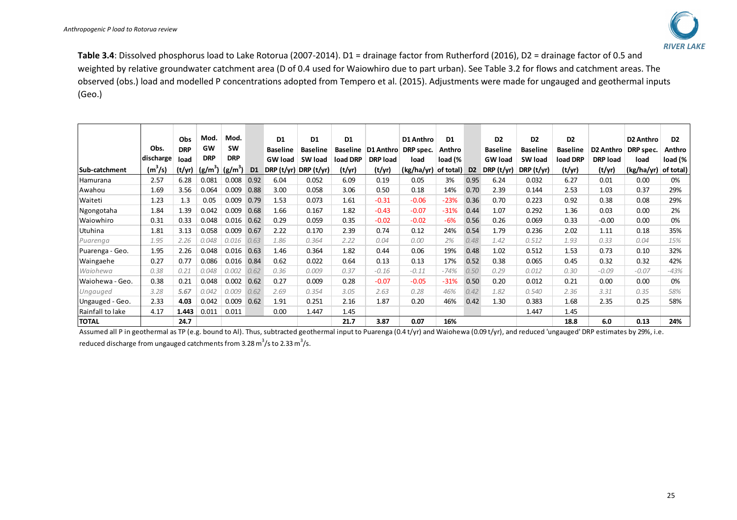**Table 3.4**: Dissolved phosphorus load to Lake Rotorua (2007-2014). D1 = drainage factor from Rutherford (2016), D2 = drainage factor of 0.5 and weighted by relative groundwater catchment area (D of 0.4 used for Waiowhiro due to part urban). See Table 3.2 for flows and catchment areas. The observed (obs.) load and modelled P concentrations adopted from Tempero et al. (2015). Adjustments were made for ungauged and geothermal inputs (Geo.)

| Sub-catchment | Obs. discharge ($m^3$/s) | Obs DRP load (t/yr) | Mod. GW DRP ($g/m^3$) | Mod. SW DRP ($g/m^3$) | D1 | D1 Baseline GW load DRP (t/yr) | D1 Baseline SW load DRP (t/yr) | D1 Baseline load DRP (t/yr) | D1 Anthro DRP load (t/yr) | D1 Anthro DRP spec. load (kg/ha/yr) | D1 Anthro load (% of total) | D2 | D2 Baseline GW load DRP (t/yr) | D2 Baseline SW load DRP (t/yr) | D2 Baseline load DRP (t/yr) | D2 Anthro DRP load (t/yr) | D2 Anthro DRP spec. load (kg/ha/yr) | D2 Anthro load (% of total) |
|---|---|---|---|---|---|---|---|---|---|---|---|---|---|---|---|---|---|---|
| Hamurana | 2.57 | 6.28 | 0.081 | 0.008 | 0.92 | 6.04 | 0.052 | 6.09 | 0.19 | 0.05 | 3% | 0.95 | 6.24 | 0.032 | 6.27 | 0.01 | 0.00 | 0% |
| Awahou | 1.69 | 3.56 | 0.064 | 0.009 | 0.88 | 3.00 | 0.058 | 3.06 | 0.50 | 0.18 | 14% | 0.70 | 2.39 | 0.144 | 2.53 | 1.03 | 0.37 | 29% |
| Waiteti | 1.23 | 1.3 | 0.05 | 0.009 | 0.79 | 1.53 | 0.073 | 1.61 | -0.31 | -0.06 | -23% | 0.36 | 0.70 | 0.223 | 0.92 | 0.38 | 0.08 | 29% |
| Ngongotaha | 1.84 | 1.39 | 0.042 | 0.009 | 0.68 | 1.66 | 0.167 | 1.82 | -0.43 | -0.07 | -31% | 0.44 | 1.07 | 0.292 | 1.36 | 0.03 | 0.00 | 2% |
| Waiowhiro | 0.31 | 0.33 | 0.048 | 0.016 | 0.62 | 0.29 | 0.059 | 0.35 | -0.02 | -0.02 | -6% | 0.56 | 0.26 | 0.069 | 0.33 | -0.00 | 0.00 | 0% |
| Utuhina | 1.81 | 3.13 | 0.058 | 0.009 | 0.67 | 2.22 | 0.170 | 2.39 | 0.74 | 0.12 | 24% | 0.54 | 1.79 | 0.236 | 2.02 | 1.11 | 0.18 | 35% |
| *Puarenga* | *1.95* | *2.26* | *0.048* | *0.016* | *0.63* | *1.86* | *0.364* | *2.22* | *0.04* | *0.00* | *2%* | *0.48* | *1.42* | *0.512* | *1.93* | *0.33* | *0.04* | *15%* |
| Puarenga - Geo. | 1.95 | 2.26 | 0.048 | 0.016 | 0.63 | 1.46 | 0.364 | 1.82 | 0.44 | 0.06 | 19% | 0.48 | 1.02 | 0.512 | 1.53 | 0.73 | 0.10 | 32% |
| Waingaehe | 0.27 | 0.77 | 0.086 | 0.016 | 0.84 | 0.62 | 0.022 | 0.64 | 0.13 | 0.13 | 17% | 0.52 | 0.38 | 0.065 | 0.45 | 0.32 | 0.32 | 42% |
| *Waiohewa* | *0.38* | *0.21* | *0.048* | *0.002* | *0.62* | *0.36* | *0.009* | *0.37* | *-0.16* | *-0.11* | *-74%* | *0.50* | *0.29* | *0.012* | *0.30* | *-0.09* | *-0.07* | *-43%* |
| Waiohewa - Geo. | 0.38 | 0.21 | 0.048 | 0.002 | 0.62 | 0.27 | 0.009 | 0.28 | -0.07 | -0.05 | -31% | 0.50 | 0.20 | 0.012 | 0.21 | 0.00 | 0.00 | 0% |
| *Ungauged* | *3.28* | ***5.67*** | *0.042* | *0.009* | *0.62* | *2.69* | *0.354* | *3.05* | *2.63* | *0.28* | *46%* | *0.42* | *1.82* | *0.540* | *2.36* | *3.31* | *0.35* | *58%* |
| Ungauged - Geo. | 2.33 | **4.03** | 0.042 | 0.009 | 0.62 | 1.91 | 0.251 | 2.16 | 1.87 | 0.20 | 46% | 0.42 | 1.30 | 0.383 | 1.68 | 2.35 | 0.25 | 58% |
| Rainfall to lake | 4.17 | **1.443** | 0.011 | 0.011 | | 0.00 | 1.447 | 1.45 | | | | | | 1.447 | 1.45 | | | |
| **TOTAL** | | **24.7** | | | | | | **21.7** | **3.87** | **0.07** | **16%** | | | | **18.8** | **6.0** | **0.13** | **24%** |

Assumed all P in geothermal as TP (e.g. bound to Al). Thus, subtracted geothermal input to Puarenga (0.4 t/yr) and Waiohewa (0.09 t/yr), and reduced 'ungauged' DRP estimates by 29%, i.e. reduced discharge from ungauged catchments from 3.28 $m^3$/s to 2.33 $m^3$/s.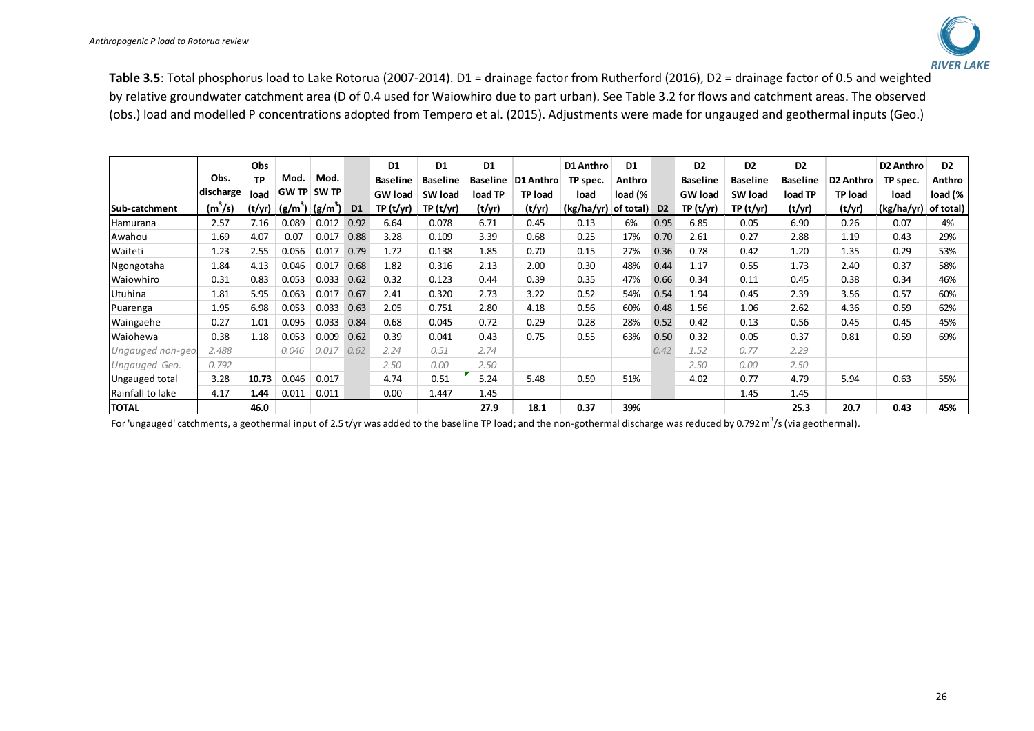**Table 3.5**: Total phosphorus load to Lake Rotorua (2007-2014). D1 = drainage factor from Rutherford (2016), D2 = drainage factor of 0.5 and weighted by relative groundwater catchment area (D of 0.4 used for Waiowhiro due to part urban). See Table 3.2 for flows and catchment areas. The observed (obs.) load and modelled P concentrations adopted from Tempero et al. (2015). Adjustments were made for ungauged and geothermal inputs (Geo.)

| Sub-catchment | Obs. discharge ($m^3/s$) | Obs TP load (t/yr) | Mod. GW TP ($g/m^3$) | Mod. SW TP ($g/m^3$) | D1 | D1 Baseline GW load TP (t/yr) | D1 Baseline SW load TP (t/yr) | D1 Baseline load TP (t/yr) | D1 Anthro TP load (t/yr) | D1 Anthro TP spec. load (kg/ha/yr) | D1 Anthro load (% of total) | D2 | D2 Baseline GW load TP (t/yr) | D2 Baseline SW load TP (t/yr) | D2 Baseline load TP (t/yr) | D2 Anthro TP load (t/yr) | D2 Anthro TP spec. load (kg/ha/yr) | D2 Anthro load (% of total) |
|---|---|---|---|---|---|---|---|---|---|---|---|---|---|---|---|---|---|---|
| Hamurana | 2.57 | 7.16 | 0.089 | 0.012 | 0.92 | 6.64 | 0.078 | 6.71 | 0.45 | 0.13 | 6% | 0.95 | 6.85 | 0.05 | 6.90 | 0.26 | 0.07 | 4% |
| Awahou | 1.69 | 4.07 | 0.07 | 0.017 | 0.88 | 3.28 | 0.109 | 3.39 | 0.68 | 0.25 | 17% | 0.70 | 2.61 | 0.27 | 2.88 | 1.19 | 0.43 | 29% |
| Waiteti | 1.23 | 2.55 | 0.056 | 0.017 | 0.79 | 1.72 | 0.138 | 1.85 | 0.70 | 0.15 | 27% | 0.36 | 0.78 | 0.42 | 1.20 | 1.35 | 0.29 | 53% |
| Ngongotaha | 1.84 | 4.13 | 0.046 | 0.017 | 0.68 | 1.82 | 0.316 | 2.13 | 2.00 | 0.30 | 48% | 0.44 | 1.17 | 0.55 | 1.73 | 2.40 | 0.37 | 58% |
| Waiowhiro | 0.31 | 0.83 | 0.053 | 0.033 | 0.62 | 0.32 | 0.123 | 0.44 | 0.39 | 0.35 | 47% | 0.66 | 0.34 | 0.11 | 0.45 | 0.38 | 0.34 | 46% |
| Utuhina | 1.81 | 5.95 | 0.063 | 0.017 | 0.67 | 2.41 | 0.320 | 2.73 | 3.22 | 0.52 | 54% | 0.54 | 1.94 | 0.45 | 2.39 | 3.56 | 0.57 | 60% |
| Puarenga | 1.95 | 6.98 | 0.053 | 0.033 | 0.63 | 2.05 | 0.751 | 2.80 | 4.18 | 0.56 | 60% | 0.48 | 1.56 | 1.06 | 2.62 | 4.36 | 0.59 | 62% |
| Waingaehe | 0.27 | 1.01 | 0.095 | 0.033 | 0.84 | 0.68 | 0.045 | 0.72 | 0.29 | 0.28 | 28% | 0.52 | 0.42 | 0.13 | 0.56 | 0.45 | 0.45 | 45% |
| Waiohewa | 0.38 | 1.18 | 0.053 | 0.009 | 0.62 | 0.39 | 0.041 | 0.43 | 0.75 | 0.55 | 63% | 0.50 | 0.32 | 0.05 | 0.37 | 0.81 | 0.59 | 69% |
| *Ungauged non-geo* | *2.488* | | *0.046* | *0.017* | *0.62* | *2.24* | *0.51* | *2.74* | | | | *0.42* | *1.52* | *0.77* | *2.29* | | | |
| *Ungauged Geo.* | *0.792* | | | | | *2.50* | *0.00* | *2.50* | | | | | *2.50* | *0.00* | *2.50* | | | |
| Ungauged total | 3.28 | **10.73** | 0.046 | 0.017 | | 4.74 | 0.51 | 5.24 | 5.48 | 0.59 | 51% | | 4.02 | 0.77 | 4.79 | 5.94 | 0.63 | 55% |
| Rainfall to lake | 4.17 | **1.44** | 0.011 | 0.011 | | 0.00 | 1.447 | 1.45 | | | | | | 1.45 | 1.45 | | | |
| **TOTAL** | | **46.0** | | | | | | **27.9** | **18.1** | **0.37** | **39%** | | | | **25.3** | **20.7** | **0.43** | **45%** |

For 'ungauged' catchments, a geothermal input of 2.5 t/yr was added to the baseline TP load; and the non-gothermal discharge was reduced by 0.792 $m^3/s$ (via geothermal).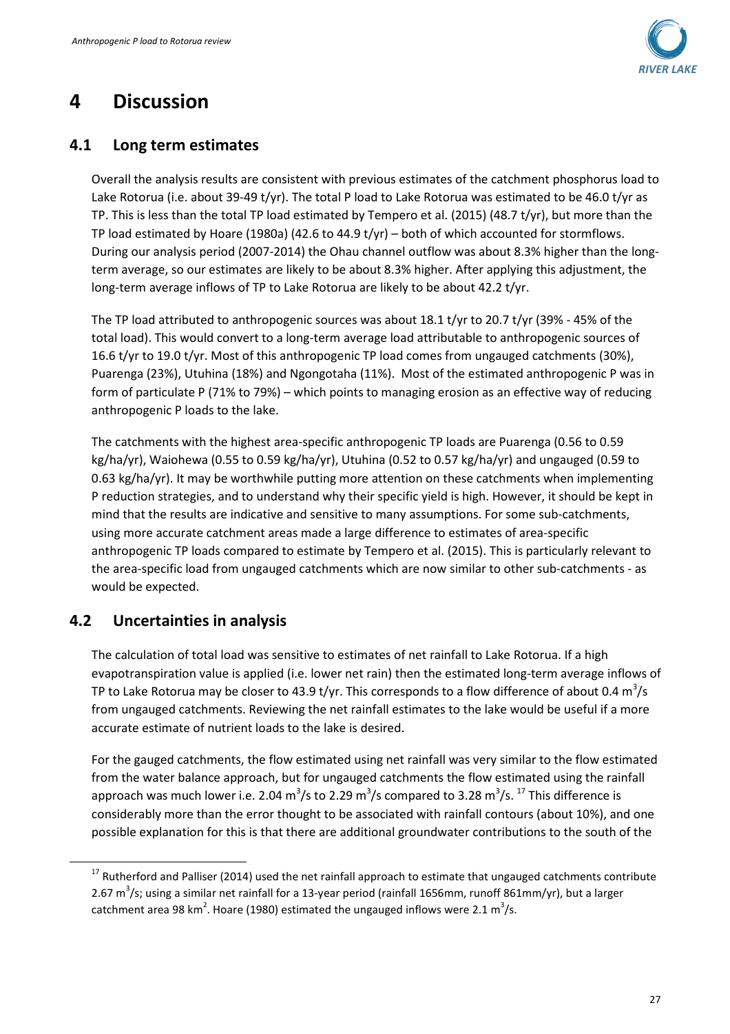# 4 Discussion

## 4.1 Long term estimates

Overall the analysis results are consistent with previous estimates of the catchment phosphorus load to Lake Rotorua (i.e. about 39-49 t/yr). The total P load to Lake Rotorua was estimated to be 46.0 t/yr as TP. This is less than the total TP load estimated by Tempero et al. (2015) (48.7 t/yr), but more than the TP load estimated by Hoare (1980a) (42.6 to 44.9 t/yr) – both of which accounted for stormflows. During our analysis period (2007-2014) the Ohau channel outflow was about 8.3% higher than the long-term average, so our estimates are likely to be about 8.3% higher. After applying this adjustment, the long-term average inflows of TP to Lake Rotorua are likely to be about 42.2 t/yr.

The TP load attributed to anthropogenic sources was about 18.1 t/yr to 20.7 t/yr (39% - 45% of the total load). This would convert to a long-term average load attributable to anthropogenic sources of 16.6 t/yr to 19.0 t/yr. Most of this anthropogenic TP load comes from ungauged catchments (30%), Puarenga (23%), Utuhina (18%) and Ngongotaha (11%). Most of the estimated anthropogenic P was in form of particulate P (71% to 79%) – which points to managing erosion as an effective way of reducing anthropogenic P loads to the lake.

The catchments with the highest area-specific anthropogenic TP loads are Puarenga (0.56 to 0.59 kg/ha/yr), Waiohewa (0.55 to 0.59 kg/ha/yr), Utuhina (0.52 to 0.57 kg/ha/yr) and ungauged (0.59 to 0.63 kg/ha/yr). It may be worthwhile putting more attention on these catchments when implementing P reduction strategies, and to understand why their specific yield is high. However, it should be kept in mind that the results are indicative and sensitive to many assumptions. For some sub-catchments, using more accurate catchment areas made a large difference to estimates of area-specific anthropogenic TP loads compared to estimate by Tempero et al. (2015). This is particularly relevant to the area-specific load from ungauged catchments which are now similar to other sub-catchments - as would be expected.

## 4.2 Uncertainties in analysis

The calculation of total load was sensitive to estimates of net rainfall to Lake Rotorua. If a high evapotranspiration value is applied (i.e. lower net rain) then the estimated long-term average inflows of TP to Lake Rotorua may be closer to 43.9 t/yr. This corresponds to a flow difference of about 0.4 $m^3/s$ from ungauged catchments. Reviewing the net rainfall estimates to the lake would be useful if a more accurate estimate of nutrient loads to the lake is desired.

For the gauged catchments, the flow estimated using net rainfall was very similar to the flow estimated from the water balance approach, but for ungauged catchments the flow estimated using the rainfall approach was much lower i.e. 2.04 $m^3/s$ to 2.29 $m^3/s$ compared to 3.28 $m^3/s$.[17] This difference is considerably more than the error thought to be associated with rainfall contours (about 10%), and one possible explanation for this is that there are additional groundwater contributions to the south of the

[17] Rutherford and Palliser (2014) used the net rainfall approach to estimate that ungauged catchments contribute 2.67 $m^3/s$; using a similar net rainfall for a 13-year period (rainfall 1656mm, runoff 861mm/yr), but a larger catchment area 98 $km^2$. Hoare (1980) estimated the ungauged inflows were 2.1 $m^3/s$.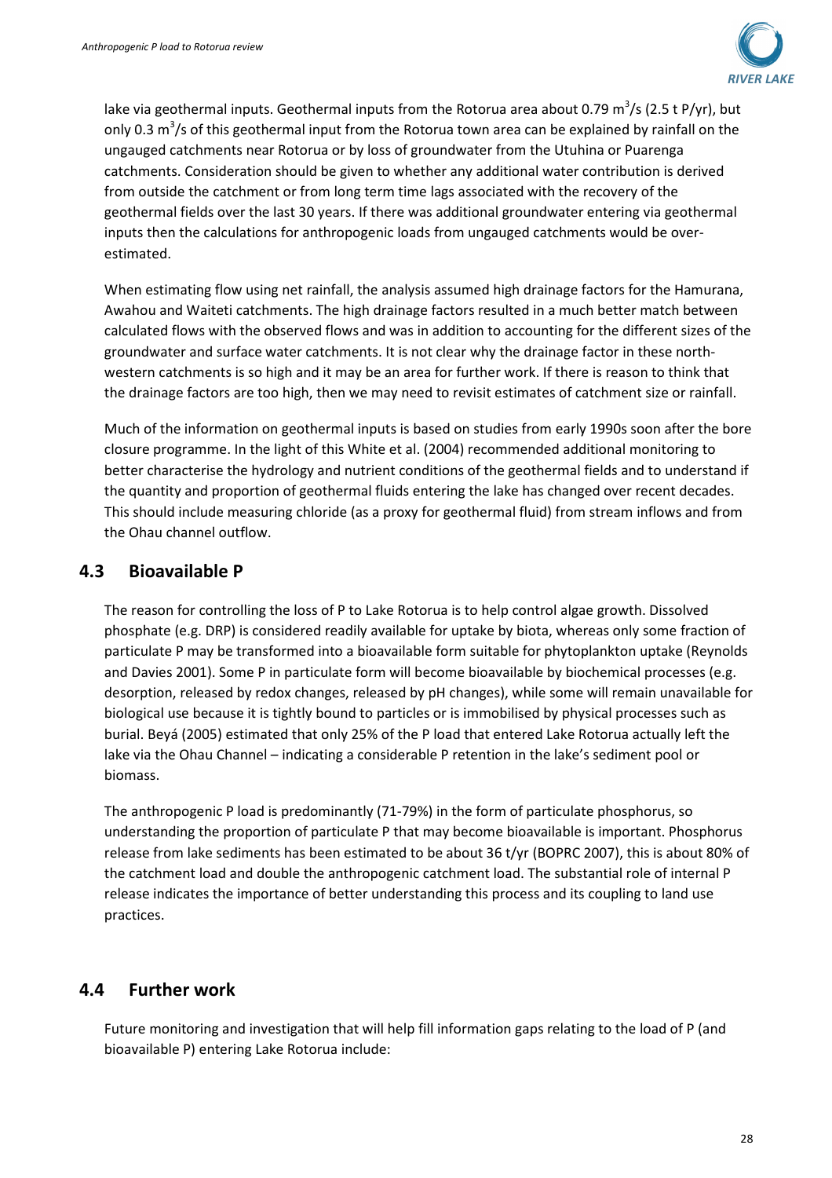lake via geothermal inputs. Geothermal inputs from the Rotorua area about 0.79 $m^3$/s (2.5 t P/yr), but only 0.3 $m^3$/s of this geothermal input from the Rotorua town area can be explained by rainfall on the ungauged catchments near Rotorua or by loss of groundwater from the Utuhina or Puarenga catchments. Consideration should be given to whether any additional water contribution is derived from outside the catchment or from long term time lags associated with the recovery of the geothermal fields over the last 30 years. If there was additional groundwater entering via geothermal inputs then the calculations for anthropogenic loads from ungauged catchments would be over-estimated.

When estimating flow using net rainfall, the analysis assumed high drainage factors for the Hamurana, Awahou and Waiteti catchments. The high drainage factors resulted in a much better match between calculated flows with the observed flows and was in addition to accounting for the different sizes of the groundwater and surface water catchments. It is not clear why the drainage factor in these north-western catchments is so high and it may be an area for further work. If there is reason to think that the drainage factors are too high, then we may need to revisit estimates of catchment size or rainfall.

Much of the information on geothermal inputs is based on studies from early 1990s soon after the bore closure programme. In the light of this White et al. (2004) recommended additional monitoring to better characterise the hydrology and nutrient conditions of the geothermal fields and to understand if the quantity and proportion of geothermal fluids entering the lake has changed over recent decades. This should include measuring chloride (as a proxy for geothermal fluid) from stream inflows and from the Ohau channel outflow.

## 4.3 Bioavailable P

The reason for controlling the loss of P to Lake Rotorua is to help control algae growth. Dissolved phosphate (e.g. DRP) is considered readily available for uptake by biota, whereas only some fraction of particulate P may be transformed into a bioavailable form suitable for phytoplankton uptake (Reynolds and Davies 2001). Some P in particulate form will become bioavailable by biochemical processes (e.g. desorption, released by redox changes, released by pH changes), while some will remain unavailable for biological use because it is tightly bound to particles or is immobilised by physical processes such as burial. Beyá (2005) estimated that only 25% of the P load that entered Lake Rotorua actually left the lake via the Ohau Channel – indicating a considerable P retention in the lake's sediment pool or biomass.

The anthropogenic P load is predominantly (71-79%) in the form of particulate phosphorus, so understanding the proportion of particulate P that may become bioavailable is important. Phosphorus release from lake sediments has been estimated to be about 36 t/yr (BOPRC 2007), this is about 80% of the catchment load and double the anthropogenic catchment load. The substantial role of internal P release indicates the importance of better understanding this process and its coupling to land use practices.

## 4.4 Further work

Future monitoring and investigation that will help fill information gaps relating to the load of P (and bioavailable P) entering Lake Rotorua include: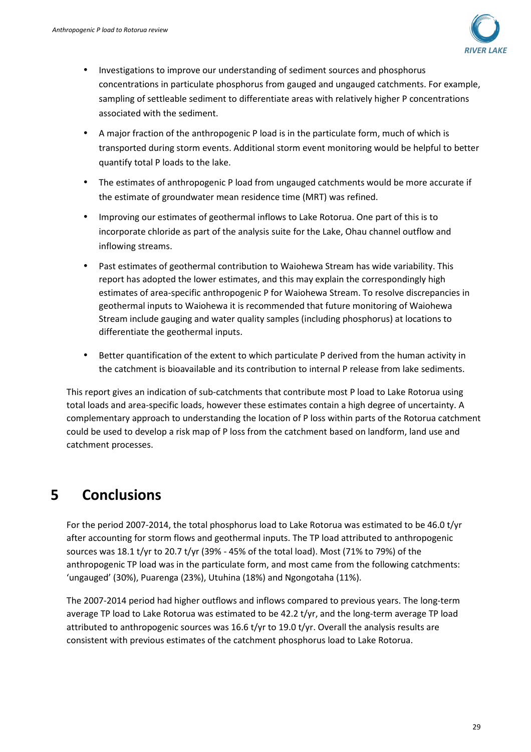- Investigations to improve our understanding of sediment sources and phosphorus concentrations in particulate phosphorus from gauged and ungauged catchments. For example, sampling of settleable sediment to differentiate areas with relatively higher P concentrations associated with the sediment.
- A major fraction of the anthropogenic P load is in the particulate form, much of which is transported during storm events. Additional storm event monitoring would be helpful to better quantify total P loads to the lake.
- The estimates of anthropogenic P load from ungauged catchments would be more accurate if the estimate of groundwater mean residence time (MRT) was refined.
- Improving our estimates of geothermal inflows to Lake Rotorua. One part of this is to incorporate chloride as part of the analysis suite for the Lake, Ohau channel outflow and inflowing streams.
- Past estimates of geothermal contribution to Waiohewa Stream has wide variability. This report has adopted the lower estimates, and this may explain the correspondingly high estimates of area-specific anthropogenic P for Waiohewa Stream. To resolve discrepancies in geothermal inputs to Waiohewa it is recommended that future monitoring of Waiohewa Stream include gauging and water quality samples (including phosphorus) at locations to differentiate the geothermal inputs.
- Better quantification of the extent to which particulate P derived from the human activity in the catchment is bioavailable and its contribution to internal P release from lake sediments.

This report gives an indication of sub-catchments that contribute most P load to Lake Rotorua using total loads and area-specific loads, however these estimates contain a high degree of uncertainty. A complementary approach to understanding the location of P loss within parts of the Rotorua catchment could be used to develop a risk map of P loss from the catchment based on landform, land use and catchment processes.

# 5 Conclusions

For the period 2007-2014, the total phosphorus load to Lake Rotorua was estimated to be 46.0 t/yr after accounting for storm flows and geothermal inputs. The TP load attributed to anthropogenic sources was 18.1 t/yr to 20.7 t/yr (39% - 45% of the total load). Most (71% to 79%) of the anthropogenic TP load was in the particulate form, and most came from the following catchments: 'ungauged' (30%), Puarenga (23%), Utuhina (18%) and Ngongotaha (11%).

The 2007-2014 period had higher outflows and inflows compared to previous years. The long-term average TP load to Lake Rotorua was estimated to be 42.2 t/yr, and the long-term average TP load attributed to anthropogenic sources was 16.6 t/yr to 19.0 t/yr. Overall the analysis results are consistent with previous estimates of the catchment phosphorus load to Lake Rotorua.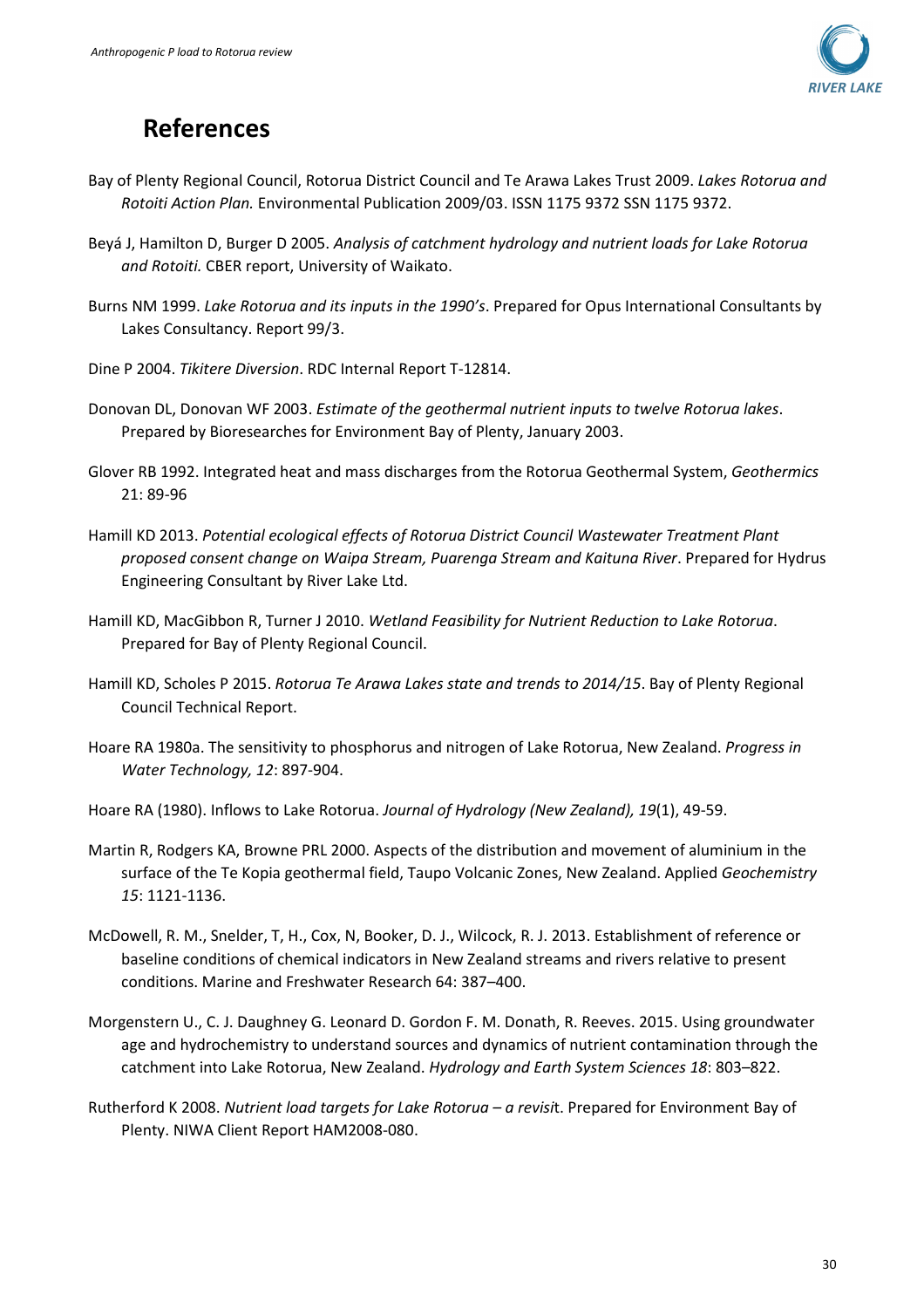# References

Bay of Plenty Regional Council, Rotorua District Council and Te Arawa Lakes Trust 2009. *Lakes Rotorua and Rotoiti Action Plan.* Environmental Publication 2009/03. ISSN 1175 9372 SSN 1175 9372.

Beyá J, Hamilton D, Burger D 2005. *Analysis of catchment hydrology and nutrient loads for Lake Rotorua and Rotoiti.* CBER report, University of Waikato.

Burns NM 1999. *Lake Rotorua and its inputs in the 1990's*. Prepared for Opus International Consultants by Lakes Consultancy. Report 99/3.

Dine P 2004. *Tikitere Diversion*. RDC Internal Report T-12814.

Donovan DL, Donovan WF 2003. *Estimate of the geothermal nutrient inputs to twelve Rotorua lakes*. Prepared by Bioresearches for Environment Bay of Plenty, January 2003.

Glover RB 1992. Integrated heat and mass discharges from the Rotorua Geothermal System, *Geothermics* 21: 89-96

Hamill KD 2013. *Potential ecological effects of Rotorua District Council Wastewater Treatment Plant proposed consent change on Waipa Stream, Puarenga Stream and Kaituna River*. Prepared for Hydrus Engineering Consultant by River Lake Ltd.

Hamill KD, MacGibbon R, Turner J 2010. *Wetland Feasibility for Nutrient Reduction to Lake Rotorua*. Prepared for Bay of Plenty Regional Council.

Hamill KD, Scholes P 2015. *Rotorua Te Arawa Lakes state and trends to 2014/15*. Bay of Plenty Regional Council Technical Report.

Hoare RA 1980a. The sensitivity to phosphorus and nitrogen of Lake Rotorua, New Zealand. *Progress in Water Technology, 12*: 897-904.

Hoare RA (1980). Inflows to Lake Rotorua. *Journal of Hydrology (New Zealand), 19*(1), 49-59.

Martin R, Rodgers KA, Browne PRL 2000. Aspects of the distribution and movement of aluminium in the surface of the Te Kopia geothermal field, Taupo Volcanic Zones, New Zealand. Applied *Geochemistry 15*: 1121-1136.

McDowell, R. M., Snelder, T, H., Cox, N, Booker, D. J., Wilcock, R. J. 2013. Establishment of reference or baseline conditions of chemical indicators in New Zealand streams and rivers relative to present conditions. Marine and Freshwater Research 64: 387–400.

Morgenstern U., C. J. Daughney G. Leonard D. Gordon F. M. Donath, R. Reeves. 2015. Using groundwater age and hydrochemistry to understand sources and dynamics of nutrient contamination through the catchment into Lake Rotorua, New Zealand. *Hydrology and Earth System Sciences 18*: 803–822.

Rutherford K 2008. *Nutrient load targets for Lake Rotorua – a revisi*t. Prepared for Environment Bay of Plenty. NIWA Client Report HAM2008-080.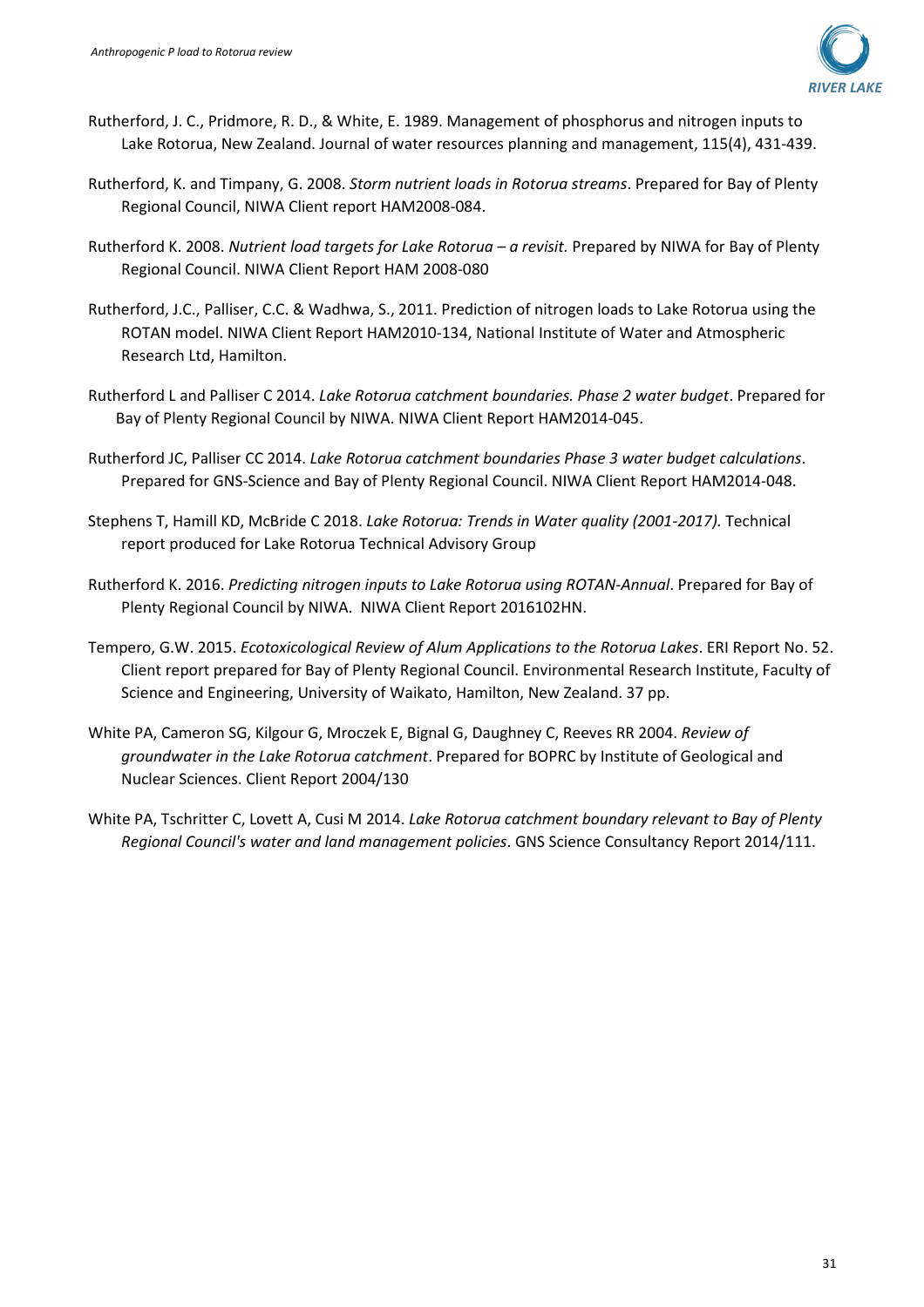Rutherford, J. C., Pridmore, R. D., & White, E. 1989. Management of phosphorus and nitrogen inputs to Lake Rotorua, New Zealand. Journal of water resources planning and management, 115(4), 431-439.

Rutherford, K. and Timpany, G. 2008. *Storm nutrient loads in Rotorua streams*. Prepared for Bay of Plenty Regional Council, NIWA Client report HAM2008-084.

Rutherford K. 2008. *Nutrient load targets for Lake Rotorua – a revisit.* Prepared by NIWA for Bay of Plenty Regional Council. NIWA Client Report HAM 2008-080

Rutherford, J.C., Palliser, C.C. & Wadhwa, S., 2011. Prediction of nitrogen loads to Lake Rotorua using the ROTAN model. NIWA Client Report HAM2010-134, National Institute of Water and Atmospheric Research Ltd, Hamilton.

Rutherford L and Palliser C 2014. *Lake Rotorua catchment boundaries. Phase 2 water budget*. Prepared for Bay of Plenty Regional Council by NIWA. NIWA Client Report HAM2014-045.

Rutherford JC, Palliser CC 2014. *Lake Rotorua catchment boundaries Phase 3 water budget calculations*. Prepared for GNS-Science and Bay of Plenty Regional Council. NIWA Client Report HAM2014-048.

Stephens T, Hamill KD, McBride C 2018. *Lake Rotorua: Trends in Water quality (2001-2017).* Technical report produced for Lake Rotorua Technical Advisory Group

Rutherford K. 2016. *Predicting nitrogen inputs to Lake Rotorua using ROTAN-Annual*. Prepared for Bay of Plenty Regional Council by NIWA. NIWA Client Report 2016102HN.

Tempero, G.W. 2015. *Ecotoxicological Review of Alum Applications to the Rotorua Lakes*. ERI Report No. 52. Client report prepared for Bay of Plenty Regional Council. Environmental Research Institute, Faculty of Science and Engineering, University of Waikato, Hamilton, New Zealand. 37 pp.

White PA, Cameron SG, Kilgour G, Mroczek E, Bignal G, Daughney C, Reeves RR 2004. *Review of groundwater in the Lake Rotorua catchment*. Prepared for BOPRC by Institute of Geological and Nuclear Sciences. Client Report 2004/130

White PA, Tschritter C, Lovett A, Cusi M 2014. *Lake Rotorua catchment boundary relevant to Bay of Plenty Regional Council's water and land management policies*. GNS Science Consultancy Report 2014/111.